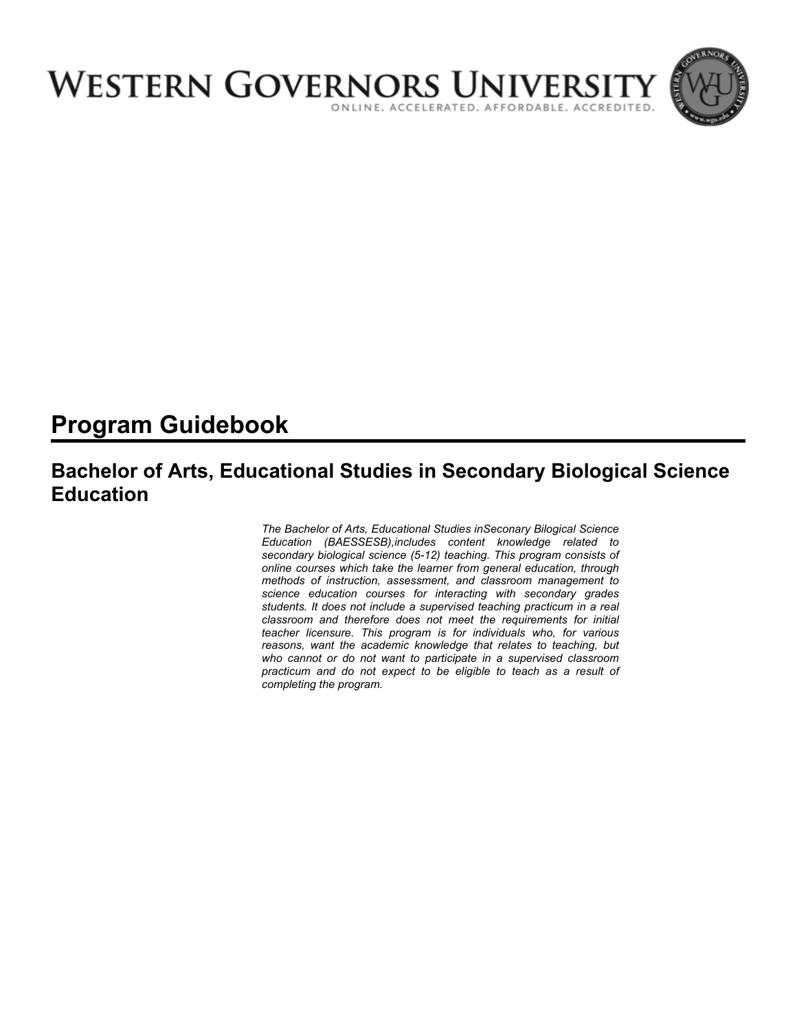# WESTERN GOVERNORS UNIVERSITY

ONLINE. ACCELERATED. AFFORDABLE. ACCREDITED.

## Program Guidebook

### Bachelor of Arts, Educational Studies in Secondary Biological Science Education

*The Bachelor of Arts, Educational Studies inSeconary Bilogical Science Education (BAESSESB),includes content knowledge related to secondary biological science (5-12) teaching. This program consists of online courses which take the learner from general education, through methods of instruction, assessment, and classroom management to science education courses for interacting with secondary grades students. It does not include a supervised teaching practicum in a real classroom and therefore does not meet the requirements for initial teacher licensure. This program is for individuals who, for various reasons, want the academic knowledge that relates to teaching, but who cannot or do not want to participate in a supervised classroom practicum and do not expect to be eligible to teach as a result of completing the program.*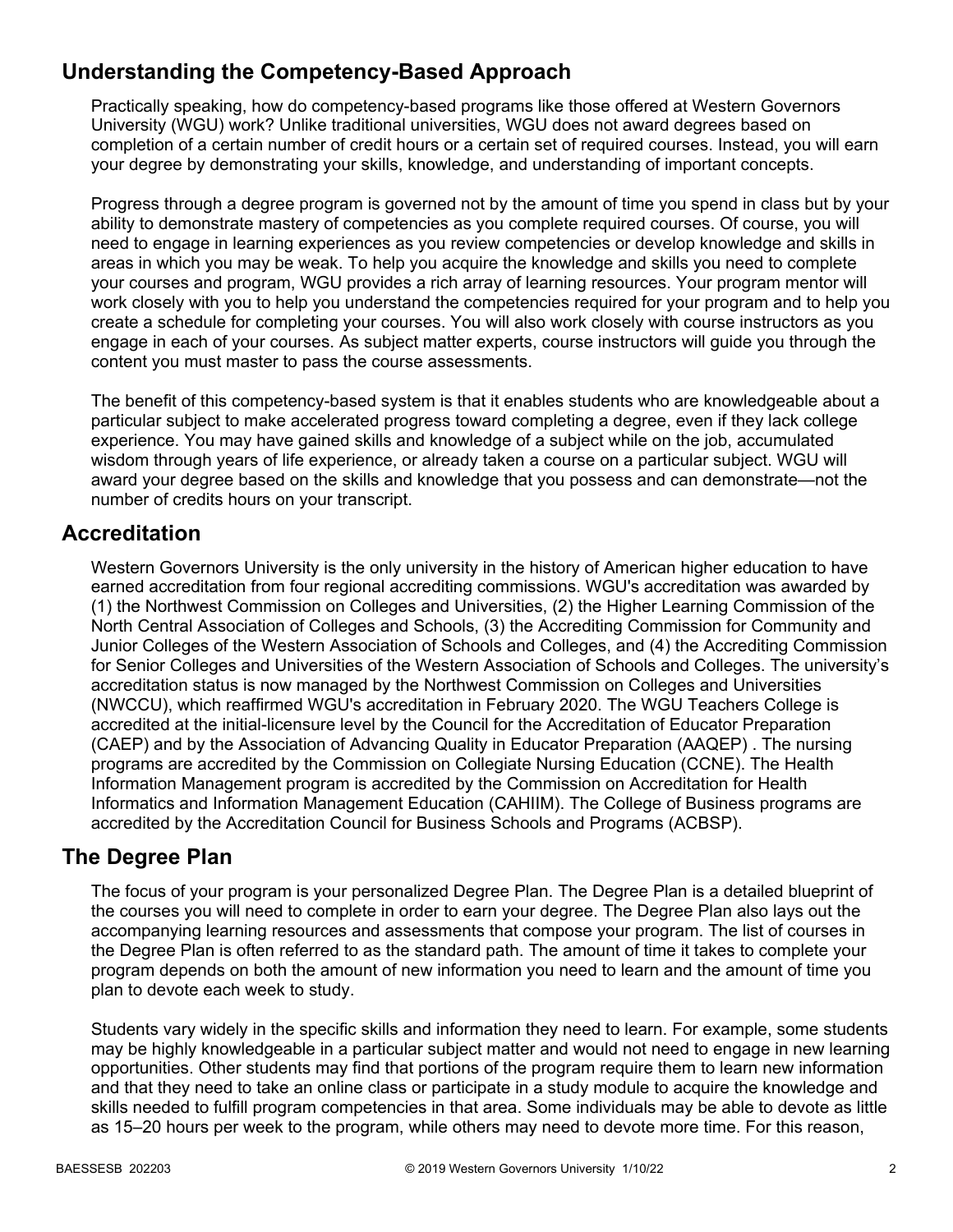## Understanding the Competency-Based Approach

Practically speaking, how do competency-based programs like those offered at Western Governors University (WGU) work? Unlike traditional universities, WGU does not award degrees based on completion of a certain number of credit hours or a certain set of required courses. Instead, you will earn your degree by demonstrating your skills, knowledge, and understanding of important concepts.

Progress through a degree program is governed not by the amount of time you spend in class but by your ability to demonstrate mastery of competencies as you complete required courses. Of course, you will need to engage in learning experiences as you review competencies or develop knowledge and skills in areas in which you may be weak. To help you acquire the knowledge and skills you need to complete your courses and program, WGU provides a rich array of learning resources. Your program mentor will work closely with you to help you understand the competencies required for your program and to help you create a schedule for completing your courses. You will also work closely with course instructors as you engage in each of your courses. As subject matter experts, course instructors will guide you through the content you must master to pass the course assessments.

The benefit of this competency-based system is that it enables students who are knowledgeable about a particular subject to make accelerated progress toward completing a degree, even if they lack college experience. You may have gained skills and knowledge of a subject while on the job, accumulated wisdom through years of life experience, or already taken a course on a particular subject. WGU will award your degree based on the skills and knowledge that you possess and can demonstrate—not the number of credits hours on your transcript.

## Accreditation

Western Governors University is the only university in the history of American higher education to have earned accreditation from four regional accrediting commissions. WGU's accreditation was awarded by (1) the Northwest Commission on Colleges and Universities, (2) the Higher Learning Commission of the North Central Association of Colleges and Schools, (3) the Accrediting Commission for Community and Junior Colleges of the Western Association of Schools and Colleges, and (4) the Accrediting Commission for Senior Colleges and Universities of the Western Association of Schools and Colleges. The university's accreditation status is now managed by the Northwest Commission on Colleges and Universities (NWCCU), which reaffirmed WGU's accreditation in February 2020. The WGU Teachers College is accredited at the initial-licensure level by the Council for the Accreditation of Educator Preparation (CAEP) and by the Association of Advancing Quality in Educator Preparation (AAQEP) . The nursing programs are accredited by the Commission on Collegiate Nursing Education (CCNE). The Health Information Management program is accredited by the Commission on Accreditation for Health Informatics and Information Management Education (CAHIIM). The College of Business programs are accredited by the Accreditation Council for Business Schools and Programs (ACBSP).

## The Degree Plan

The focus of your program is your personalized Degree Plan. The Degree Plan is a detailed blueprint of the courses you will need to complete in order to earn your degree. The Degree Plan also lays out the accompanying learning resources and assessments that compose your program. The list of courses in the Degree Plan is often referred to as the standard path. The amount of time it takes to complete your program depends on both the amount of new information you need to learn and the amount of time you plan to devote each week to study.

Students vary widely in the specific skills and information they need to learn. For example, some students may be highly knowledgeable in a particular subject matter and would not need to engage in new learning opportunities. Other students may find that portions of the program require them to learn new information and that they need to take an online class or participate in a study module to acquire the knowledge and skills needed to fulfill program competencies in that area. Some individuals may be able to devote as little as 15–20 hours per week to the program, while others may need to devote more time. For this reason,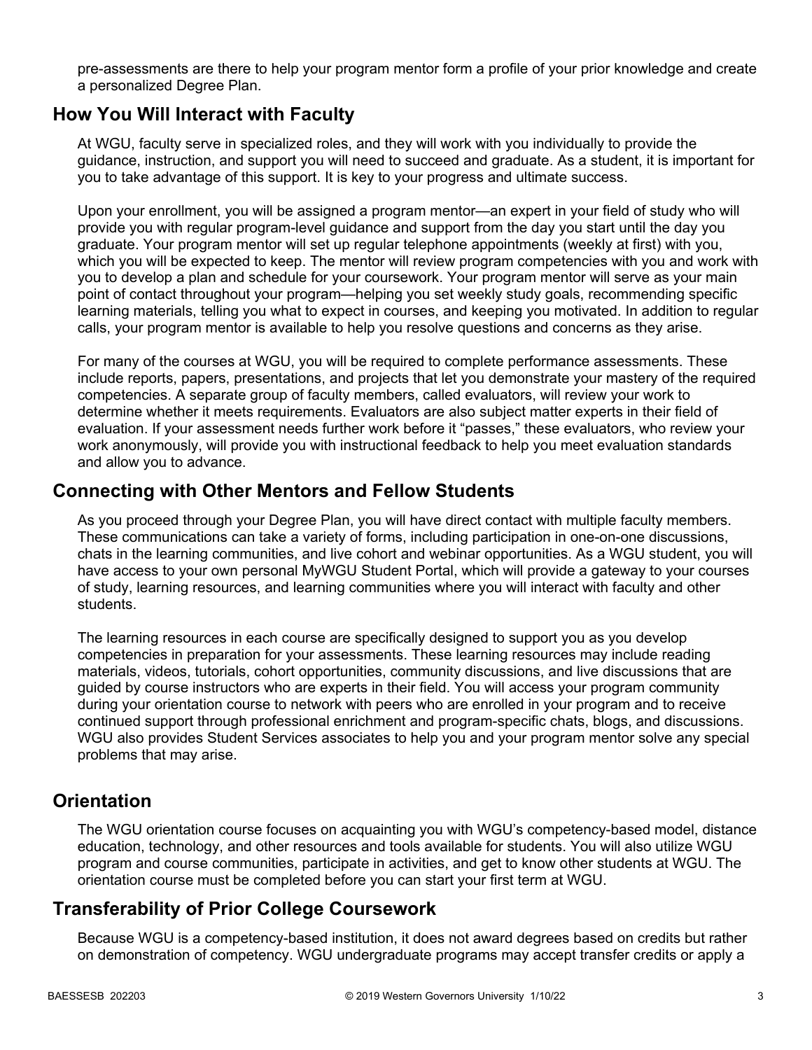pre-assessments are there to help your program mentor form a profile of your prior knowledge and create a personalized Degree Plan.

## How You Will Interact with Faculty

At WGU, faculty serve in specialized roles, and they will work with you individually to provide the guidance, instruction, and support you will need to succeed and graduate. As a student, it is important for you to take advantage of this support. It is key to your progress and ultimate success.

Upon your enrollment, you will be assigned a program mentor—an expert in your field of study who will provide you with regular program-level guidance and support from the day you start until the day you graduate. Your program mentor will set up regular telephone appointments (weekly at first) with you, which you will be expected to keep. The mentor will review program competencies with you and work with you to develop a plan and schedule for your coursework. Your program mentor will serve as your main point of contact throughout your program—helping you set weekly study goals, recommending specific learning materials, telling you what to expect in courses, and keeping you motivated. In addition to regular calls, your program mentor is available to help you resolve questions and concerns as they arise.

For many of the courses at WGU, you will be required to complete performance assessments. These include reports, papers, presentations, and projects that let you demonstrate your mastery of the required competencies. A separate group of faculty members, called evaluators, will review your work to determine whether it meets requirements. Evaluators are also subject matter experts in their field of evaluation. If your assessment needs further work before it "passes," these evaluators, who review your work anonymously, will provide you with instructional feedback to help you meet evaluation standards and allow you to advance.

## Connecting with Other Mentors and Fellow Students

As you proceed through your Degree Plan, you will have direct contact with multiple faculty members. These communications can take a variety of forms, including participation in one-on-one discussions, chats in the learning communities, and live cohort and webinar opportunities. As a WGU student, you will have access to your own personal MyWGU Student Portal, which will provide a gateway to your courses of study, learning resources, and learning communities where you will interact with faculty and other students.

The learning resources in each course are specifically designed to support you as you develop competencies in preparation for your assessments. These learning resources may include reading materials, videos, tutorials, cohort opportunities, community discussions, and live discussions that are guided by course instructors who are experts in their field. You will access your program community during your orientation course to network with peers who are enrolled in your program and to receive continued support through professional enrichment and program-specific chats, blogs, and discussions. WGU also provides Student Services associates to help you and your program mentor solve any special problems that may arise.

## Orientation

The WGU orientation course focuses on acquainting you with WGU's competency-based model, distance education, technology, and other resources and tools available for students. You will also utilize WGU program and course communities, participate in activities, and get to know other students at WGU. The orientation course must be completed before you can start your first term at WGU.

## Transferability of Prior College Coursework

Because WGU is a competency-based institution, it does not award degrees based on credits but rather on demonstration of competency. WGU undergraduate programs may accept transfer credits or apply a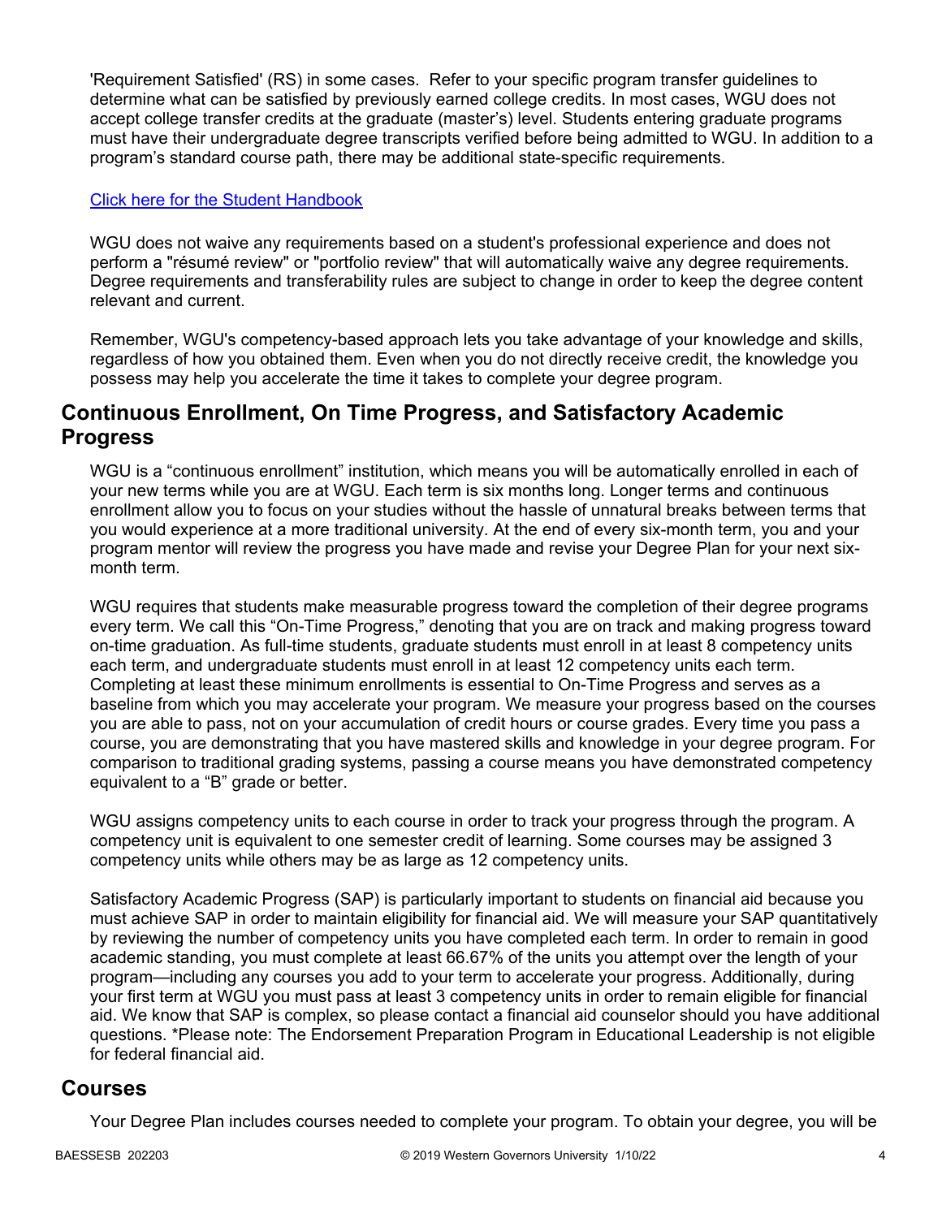'Requirement Satisfied' (RS) in some cases.  Refer to your specific program transfer guidelines to determine what can be satisfied by previously earned college credits. In most cases, WGU does not accept college transfer credits at the graduate (master's) level. Students entering graduate programs must have their undergraduate degree transcripts verified before being admitted to WGU. In addition to a program's standard course path, there may be additional state-specific requirements.

[Click here for the Student Handbook]

WGU does not waive any requirements based on a student's professional experience and does not perform a "résumé review" or "portfolio review" that will automatically waive any degree requirements. Degree requirements and transferability rules are subject to change in order to keep the degree content relevant and current.

Remember, WGU's competency-based approach lets you take advantage of your knowledge and skills, regardless of how you obtained them. Even when you do not directly receive credit, the knowledge you possess may help you accelerate the time it takes to complete your degree program.

## Continuous Enrollment, On Time Progress, and Satisfactory Academic Progress

WGU is a "continuous enrollment" institution, which means you will be automatically enrolled in each of your new terms while you are at WGU. Each term is six months long. Longer terms and continuous enrollment allow you to focus on your studies without the hassle of unnatural breaks between terms that you would experience at a more traditional university. At the end of every six-month term, you and your program mentor will review the progress you have made and revise your Degree Plan for your next six-month term.

WGU requires that students make measurable progress toward the completion of their degree programs every term. We call this "On-Time Progress," denoting that you are on track and making progress toward on-time graduation. As full-time students, graduate students must enroll in at least 8 competency units each term, and undergraduate students must enroll in at least 12 competency units each term. Completing at least these minimum enrollments is essential to On-Time Progress and serves as a baseline from which you may accelerate your program. We measure your progress based on the courses you are able to pass, not on your accumulation of credit hours or course grades. Every time you pass a course, you are demonstrating that you have mastered skills and knowledge in your degree program. For comparison to traditional grading systems, passing a course means you have demonstrated competency equivalent to a "B" grade or better.

WGU assigns competency units to each course in order to track your progress through the program. A competency unit is equivalent to one semester credit of learning. Some courses may be assigned 3 competency units while others may be as large as 12 competency units.

Satisfactory Academic Progress (SAP) is particularly important to students on financial aid because you must achieve SAP in order to maintain eligibility for financial aid. We will measure your SAP quantitatively by reviewing the number of competency units you have completed each term. In order to remain in good academic standing, you must complete at least 66.67% of the units you attempt over the length of your program—including any courses you add to your term to accelerate your progress. Additionally, during your first term at WGU you must pass at least 3 competency units in order to remain eligible for financial aid. We know that SAP is complex, so please contact a financial aid counselor should you have additional questions. *Please note: The Endorsement Preparation Program in Educational Leadership is not eligible for federal financial aid.

## Courses

Your Degree Plan includes courses needed to complete your program. To obtain your degree, you will be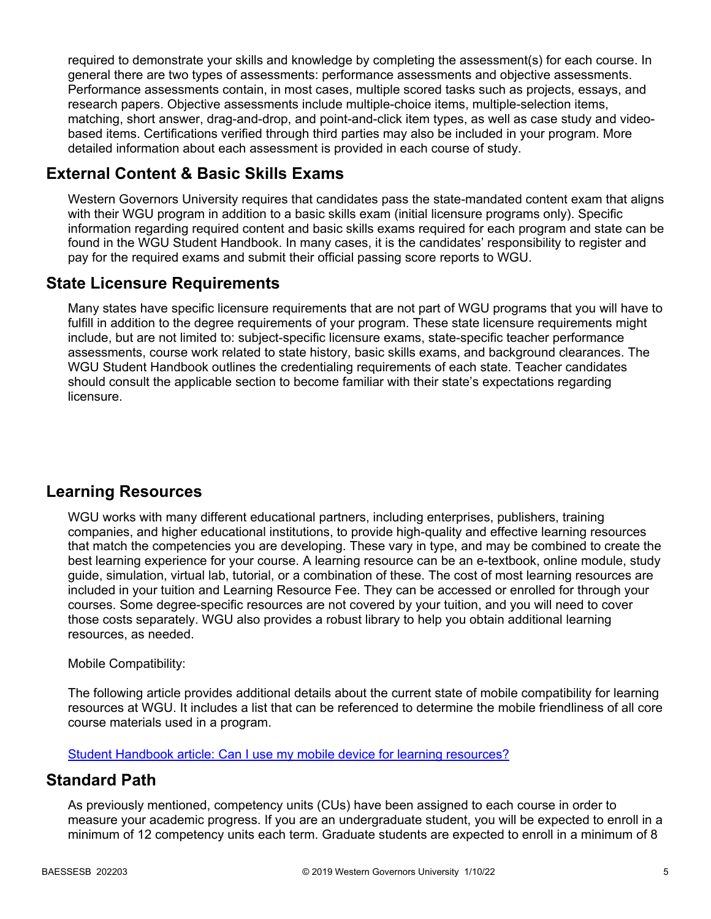required to demonstrate your skills and knowledge by completing the assessment(s) for each course. In general there are two types of assessments: performance assessments and objective assessments. Performance assessments contain, in most cases, multiple scored tasks such as projects, essays, and research papers. Objective assessments include multiple-choice items, multiple-selection items, matching, short answer, drag-and-drop, and point-and-click item types, as well as case study and video-based items. Certifications verified through third parties may also be included in your program. More detailed information about each assessment is provided in each course of study.

## External Content & Basic Skills Exams

Western Governors University requires that candidates pass the state-mandated content exam that aligns with their WGU program in addition to a basic skills exam (initial licensure programs only). Specific information regarding required content and basic skills exams required for each program and state can be found in the WGU Student Handbook. In many cases, it is the candidates' responsibility to register and pay for the required exams and submit their official passing score reports to WGU.

## State Licensure Requirements

Many states have specific licensure requirements that are not part of WGU programs that you will have to fulfill in addition to the degree requirements of your program. These state licensure requirements might include, but are not limited to: subject-specific licensure exams, state-specific teacher performance assessments, course work related to state history, basic skills exams, and background clearances. The WGU Student Handbook outlines the credentialing requirements of each state. Teacher candidates should consult the applicable section to become familiar with their state's expectations regarding licensure.

## Learning Resources

WGU works with many different educational partners, including enterprises, publishers, training companies, and higher educational institutions, to provide high-quality and effective learning resources that match the competencies you are developing. These vary in type, and may be combined to create the best learning experience for your course. A learning resource can be an e-textbook, online module, study guide, simulation, virtual lab, tutorial, or a combination of these. The cost of most learning resources are included in your tuition and Learning Resource Fee. They can be accessed or enrolled for through your courses. Some degree-specific resources are not covered by your tuition, and you will need to cover those costs separately. WGU also provides a robust library to help you obtain additional learning resources, as needed.

Mobile Compatibility:

The following article provides additional details about the current state of mobile compatibility for learning resources at WGU. It includes a list that can be referenced to determine the mobile friendliness of all core course materials used in a program.

[Student Handbook article: Can I use my mobile device for learning resources?]()

## Standard Path

As previously mentioned, competency units (CUs) have been assigned to each course in order to measure your academic progress. If you are an undergraduate student, you will be expected to enroll in a minimum of 12 competency units each term. Graduate students are expected to enroll in a minimum of 8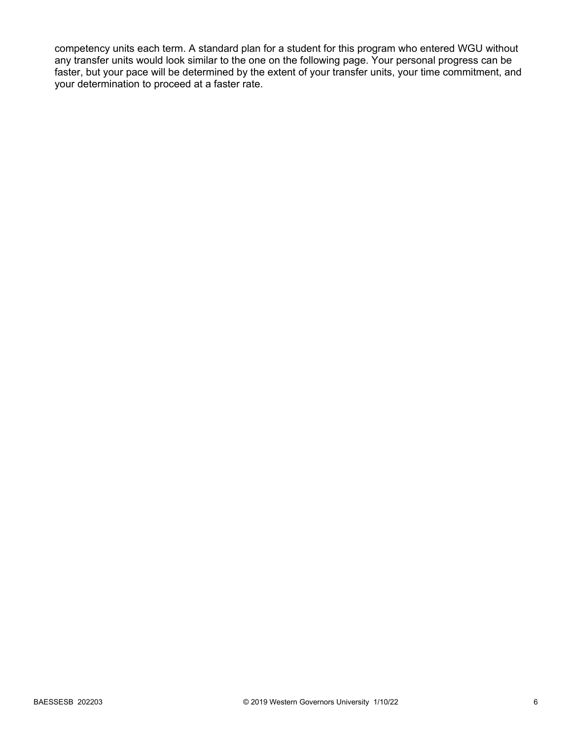competency units each term. A standard plan for a student for this program who entered WGU without any transfer units would look similar to the one on the following page. Your personal progress can be faster, but your pace will be determined by the extent of your transfer units, your time commitment, and your determination to proceed at a faster rate.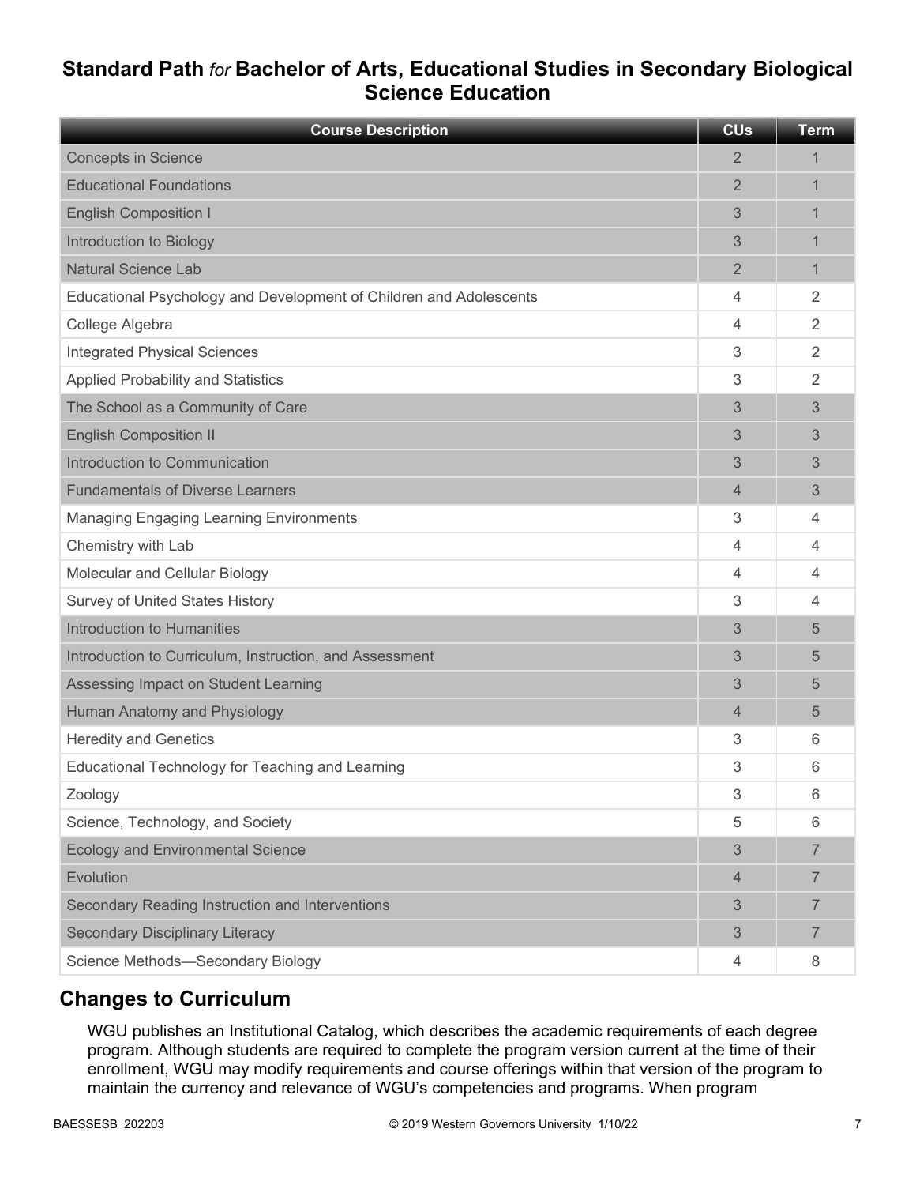## Standard Path *for* Bachelor of Arts, Educational Studies in Secondary Biological Science Education

| Course Description | CUs | Term |
|---|---|---|
| Concepts in Science | 2 | 1 |
| Educational Foundations | 2 | 1 |
| English Composition I | 3 | 1 |
| Introduction to Biology | 3 | 1 |
| Natural Science Lab | 2 | 1 |
| Educational Psychology and Development of Children and Adolescents | 4 | 2 |
| College Algebra | 4 | 2 |
| Integrated Physical Sciences | 3 | 2 |
| Applied Probability and Statistics | 3 | 2 |
| The School as a Community of Care | 3 | 3 |
| English Composition II | 3 | 3 |
| Introduction to Communication | 3 | 3 |
| Fundamentals of Diverse Learners | 4 | 3 |
| Managing Engaging Learning Environments | 3 | 4 |
| Chemistry with Lab | 4 | 4 |
| Molecular and Cellular Biology | 4 | 4 |
| Survey of United States History | 3 | 4 |
| Introduction to Humanities | 3 | 5 |
| Introduction to Curriculum, Instruction, and Assessment | 3 | 5 |
| Assessing Impact on Student Learning | 3 | 5 |
| Human Anatomy and Physiology | 4 | 5 |
| Heredity and Genetics | 3 | 6 |
| Educational Technology for Teaching and Learning | 3 | 6 |
| Zoology | 3 | 6 |
| Science, Technology, and Society | 5 | 6 |
| Ecology and Environmental Science | 3 | 7 |
| Evolution | 4 | 7 |
| Secondary Reading Instruction and Interventions | 3 | 7 |
| Secondary Disciplinary Literacy | 3 | 7 |
| Science Methods—Secondary Biology | 4 | 8 |

## Changes to Curriculum

WGU publishes an Institutional Catalog, which describes the academic requirements of each degree program. Although students are required to complete the program version current at the time of their enrollment, WGU may modify requirements and course offerings within that version of the program to maintain the currency and relevance of WGU's competencies and programs. When program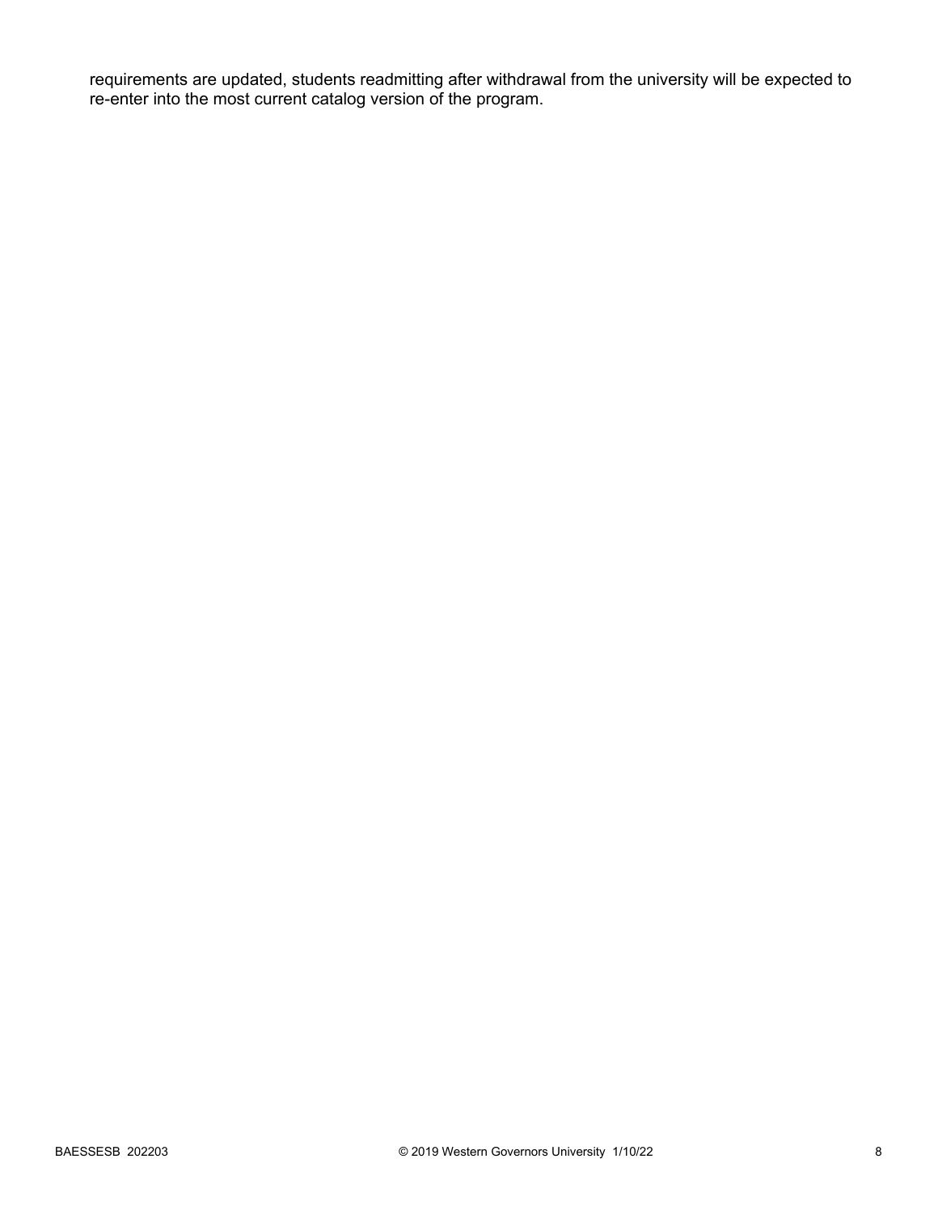requirements are updated, students readmitting after withdrawal from the university will be expected to re-enter into the most current catalog version of the program.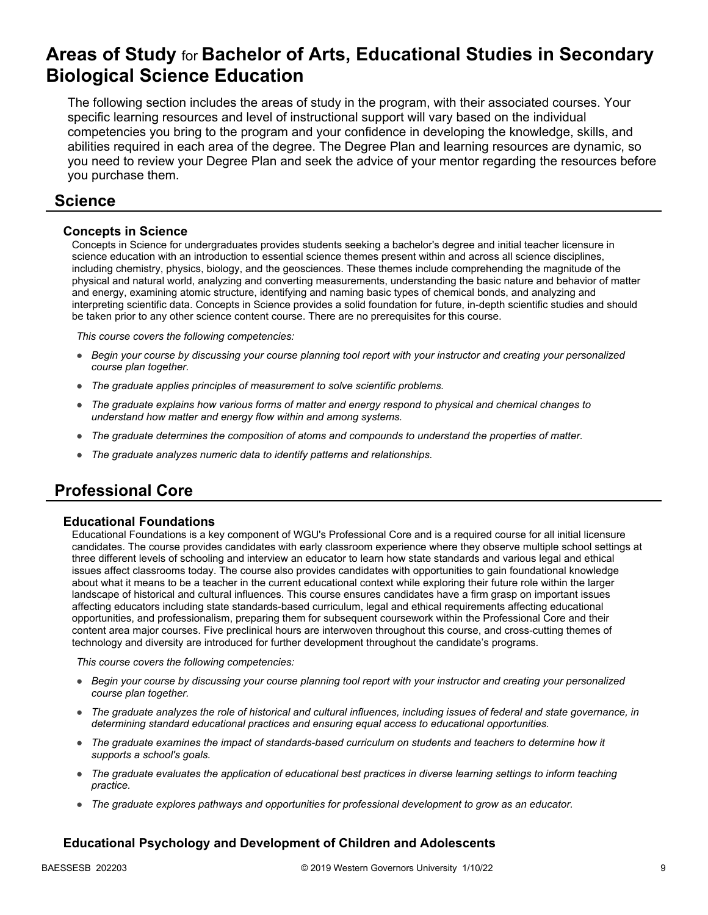# Areas of Study for Bachelor of Arts, Educational Studies in Secondary Biological Science Education

The following section includes the areas of study in the program, with their associated courses. Your specific learning resources and level of instructional support will vary based on the individual competencies you bring to the program and your confidence in developing the knowledge, skills, and abilities required in each area of the degree. The Degree Plan and learning resources are dynamic, so you need to review your Degree Plan and seek the advice of your mentor regarding the resources before you purchase them.

## Science

### Concepts in Science

Concepts in Science for undergraduates provides students seeking a bachelor's degree and initial teacher licensure in science education with an introduction to essential science themes present within and across all science disciplines, including chemistry, physics, biology, and the geosciences. These themes include comprehending the magnitude of the physical and natural world, analyzing and converting measurements, understanding the basic nature and behavior of matter and energy, examining atomic structure, identifying and naming basic types of chemical bonds, and analyzing and interpreting scientific data. Concepts in Science provides a solid foundation for future, in-depth scientific studies and should be taken prior to any other science content course. There are no prerequisites for this course.

*This course covers the following competencies:*

- *Begin your course by discussing your course planning tool report with your instructor and creating your personalized course plan together.*
- *The graduate applies principles of measurement to solve scientific problems.*
- *The graduate explains how various forms of matter and energy respond to physical and chemical changes to understand how matter and energy flow within and among systems.*
- *The graduate determines the composition of atoms and compounds to understand the properties of matter.*
- *The graduate analyzes numeric data to identify patterns and relationships.*

## Professional Core

### Educational Foundations

Educational Foundations is a key component of WGU's Professional Core and is a required course for all initial licensure candidates. The course provides candidates with early classroom experience where they observe multiple school settings at three different levels of schooling and interview an educator to learn how state standards and various legal and ethical issues affect classrooms today. The course also provides candidates with opportunities to gain foundational knowledge about what it means to be a teacher in the current educational context while exploring their future role within the larger landscape of historical and cultural influences. This course ensures candidates have a firm grasp on important issues affecting educators including state standards-based curriculum, legal and ethical requirements affecting educational opportunities, and professionalism, preparing them for subsequent coursework within the Professional Core and their content area major courses. Five preclinical hours are interwoven throughout this course, and cross-cutting themes of technology and diversity are introduced for further development throughout the candidate's programs.

*This course covers the following competencies:*

- *Begin your course by discussing your course planning tool report with your instructor and creating your personalized course plan together.*
- *The graduate analyzes the role of historical and cultural influences, including issues of federal and state governance, in determining standard educational practices and ensuring equal access to educational opportunities.*
- *The graduate examines the impact of standards-based curriculum on students and teachers to determine how it supports a school's goals.*
- *The graduate evaluates the application of educational best practices in diverse learning settings to inform teaching practice.*
- *The graduate explores pathways and opportunities for professional development to grow as an educator.*

### Educational Psychology and Development of Children and Adolescents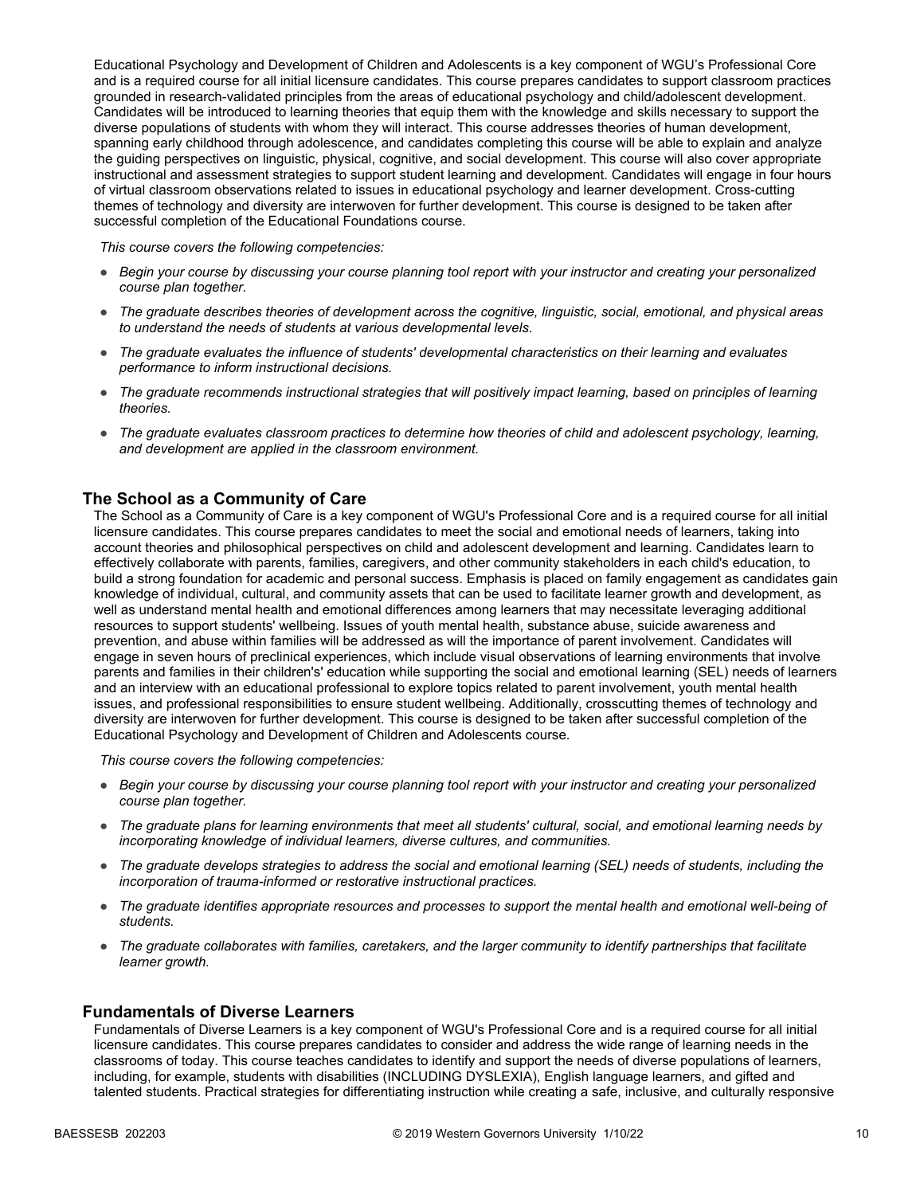Educational Psychology and Development of Children and Adolescents is a key component of WGU's Professional Core and is a required course for all initial licensure candidates. This course prepares candidates to support classroom practices grounded in research-validated principles from the areas of educational psychology and child/adolescent development. Candidates will be introduced to learning theories that equip them with the knowledge and skills necessary to support the diverse populations of students with whom they will interact. This course addresses theories of human development, spanning early childhood through adolescence, and candidates completing this course will be able to explain and analyze the guiding perspectives on linguistic, physical, cognitive, and social development. This course will also cover appropriate instructional and assessment strategies to support student learning and development. Candidates will engage in four hours of virtual classroom observations related to issues in educational psychology and learner development. Cross-cutting themes of technology and diversity are interwoven for further development. This course is designed to be taken after successful completion of the Educational Foundations course.

*This course covers the following competencies:*

- *Begin your course by discussing your course planning tool report with your instructor and creating your personalized course plan together.*
- *The graduate describes theories of development across the cognitive, linguistic, social, emotional, and physical areas to understand the needs of students at various developmental levels.*
- *The graduate evaluates the influence of students' developmental characteristics on their learning and evaluates performance to inform instructional decisions.*
- *The graduate recommends instructional strategies that will positively impact learning, based on principles of learning theories.*
- *The graduate evaluates classroom practices to determine how theories of child and adolescent psychology, learning, and development are applied in the classroom environment.*

## The School as a Community of Care

The School as a Community of Care is a key component of WGU's Professional Core and is a required course for all initial licensure candidates. This course prepares candidates to meet the social and emotional needs of learners, taking into account theories and philosophical perspectives on child and adolescent development and learning. Candidates learn to effectively collaborate with parents, families, caregivers, and other community stakeholders in each child's education, to build a strong foundation for academic and personal success. Emphasis is placed on family engagement as candidates gain knowledge of individual, cultural, and community assets that can be used to facilitate learner growth and development, as well as understand mental health and emotional differences among learners that may necessitate leveraging additional resources to support students' wellbeing. Issues of youth mental health, substance abuse, suicide awareness and prevention, and abuse within families will be addressed as will the importance of parent involvement. Candidates will engage in seven hours of preclinical experiences, which include visual observations of learning environments that involve parents and families in their children's' education while supporting the social and emotional learning (SEL) needs of learners and an interview with an educational professional to explore topics related to parent involvement, youth mental health issues, and professional responsibilities to ensure student wellbeing. Additionally, crosscutting themes of technology and diversity are interwoven for further development. This course is designed to be taken after successful completion of the Educational Psychology and Development of Children and Adolescents course.

*This course covers the following competencies:*

- *Begin your course by discussing your course planning tool report with your instructor and creating your personalized course plan together.*
- *The graduate plans for learning environments that meet all students' cultural, social, and emotional learning needs by incorporating knowledge of individual learners, diverse cultures, and communities.*
- *The graduate develops strategies to address the social and emotional learning (SEL) needs of students, including the incorporation of trauma-informed or restorative instructional practices.*
- *The graduate identifies appropriate resources and processes to support the mental health and emotional well-being of students.*
- *The graduate collaborates with families, caretakers, and the larger community to identify partnerships that facilitate learner growth.*

## Fundamentals of Diverse Learners

Fundamentals of Diverse Learners is a key component of WGU's Professional Core and is a required course for all initial licensure candidates. This course prepares candidates to consider and address the wide range of learning needs in the classrooms of today. This course teaches candidates to identify and support the needs of diverse populations of learners, including, for example, students with disabilities (INCLUDING DYSLEXIA), English language learners, and gifted and talented students. Practical strategies for differentiating instruction while creating a safe, inclusive, and culturally responsive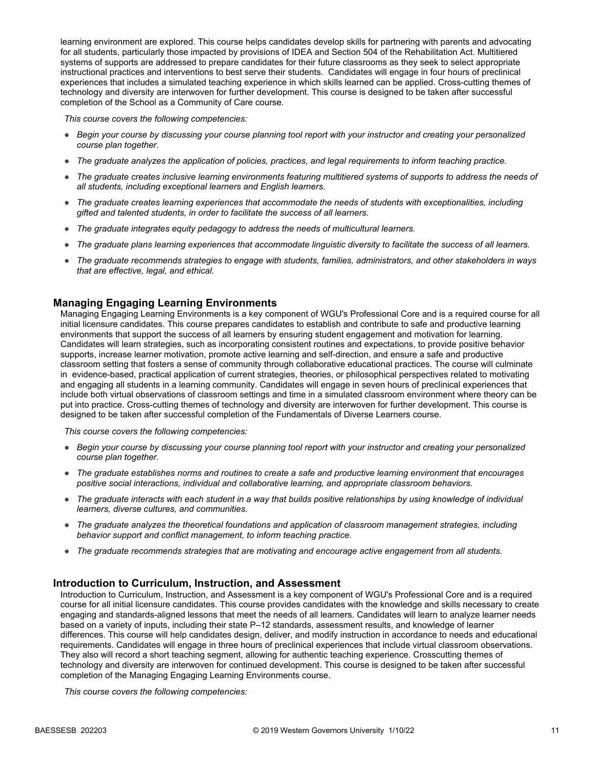learning environment are explored. This course helps candidates develop skills for partnering with parents and advocating for all students, particularly those impacted by provisions of IDEA and Section 504 of the Rehabilitation Act. Multitiered systems of supports are addressed to prepare candidates for their future classrooms as they seek to select appropriate instructional practices and interventions to best serve their students. Candidates will engage in four hours of preclinical experiences that includes a simulated teaching experience in which skills learned can be applied. Cross-cutting themes of technology and diversity are interwoven for further development. This course is designed to be taken after successful completion of the School as a Community of Care course.

*This course covers the following competencies:*

- *Begin your course by discussing your course planning tool report with your instructor and creating your personalized course plan together.*
- *The graduate analyzes the application of policies, practices, and legal requirements to inform teaching practice.*
- *The graduate creates inclusive learning environments featuring multitiered systems of supports to address the needs of all students, including exceptional learners and English learners.*
- *The graduate creates learning experiences that accommodate the needs of students with exceptionalities, including gifted and talented students, in order to facilitate the success of all learners.*
- *The graduate integrates equity pedagogy to address the needs of multicultural learners.*
- *The graduate plans learning experiences that accommodate linguistic diversity to facilitate the success of all learners.*
- *The graduate recommends strategies to engage with students, families, administrators, and other stakeholders in ways that are effective, legal, and ethical.*

### Managing Engaging Learning Environments

Managing Engaging Learning Environments is a key component of WGU's Professional Core and is a required course for all initial licensure candidates. This course prepares candidates to establish and contribute to safe and productive learning environments that support the success of all learners by ensuring student engagement and motivation for learning. Candidates will learn strategies, such as incorporating consistent routines and expectations, to provide positive behavior supports, increase learner motivation, promote active learning and self-direction, and ensure a safe and productive classroom setting that fosters a sense of community through collaborative educational practices. The course will culminate in evidence-based, practical application of current strategies, theories, or philosophical perspectives related to motivating and engaging all students in a learning community. Candidates will engage in seven hours of preclinical experiences that include both virtual observations of classroom settings and time in a simulated classroom environment where theory can be put into practice. Cross-cutting themes of technology and diversity are interwoven for further development. This course is designed to be taken after successful completion of the Fundamentals of Diverse Learners course.

*This course covers the following competencies:*

- *Begin your course by discussing your course planning tool report with your instructor and creating your personalized course plan together.*
- *The graduate establishes norms and routines to create a safe and productive learning environment that encourages positive social interactions, individual and collaborative learning, and appropriate classroom behaviors.*
- *The graduate interacts with each student in a way that builds positive relationships by using knowledge of individual learners, diverse cultures, and communities.*
- *The graduate analyzes the theoretical foundations and application of classroom management strategies, including behavior support and conflict management, to inform teaching practice.*
- *The graduate recommends strategies that are motivating and encourage active engagement from all students.*

### Introduction to Curriculum, Instruction, and Assessment

Introduction to Curriculum, Instruction, and Assessment is a key component of WGU's Professional Core and is a required course for all initial licensure candidates. This course provides candidates with the knowledge and skills necessary to create engaging and standards-aligned lessons that meet the needs of all learners. Candidates will learn to analyze learner needs based on a variety of inputs, including their state P–12 standards, assessment results, and knowledge of learner differences. This course will help candidates design, deliver, and modify instruction in accordance to needs and educational requirements. Candidates will engage in three hours of preclinical experiences that include virtual classroom observations. They also will record a short teaching segment, allowing for authentic teaching experience. Crosscutting themes of technology and diversity are interwoven for continued development. This course is designed to be taken after successful completion of the Managing Engaging Learning Environments course.

*This course covers the following competencies:*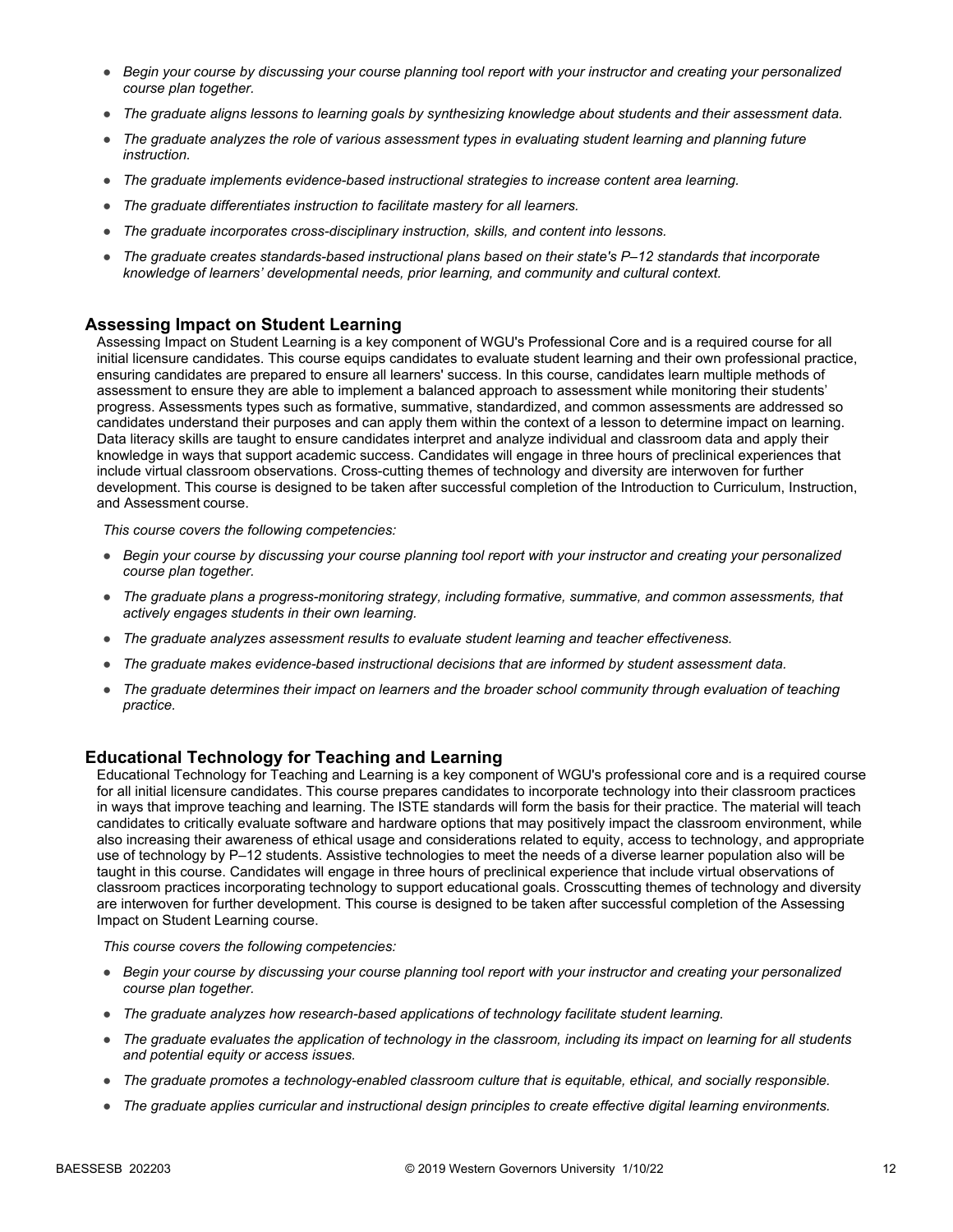- *Begin your course by discussing your course planning tool report with your instructor and creating your personalized course plan together.*
- *The graduate aligns lessons to learning goals by synthesizing knowledge about students and their assessment data.*
- *The graduate analyzes the role of various assessment types in evaluating student learning and planning future instruction.*
- *The graduate implements evidence-based instructional strategies to increase content area learning.*
- *The graduate differentiates instruction to facilitate mastery for all learners.*
- *The graduate incorporates cross-disciplinary instruction, skills, and content into lessons.*
- *The graduate creates standards-based instructional plans based on their state's P–12 standards that incorporate knowledge of learners' developmental needs, prior learning, and community and cultural context.*

## Assessing Impact on Student Learning

Assessing Impact on Student Learning is a key component of WGU's Professional Core and is a required course for all initial licensure candidates. This course equips candidates to evaluate student learning and their own professional practice, ensuring candidates are prepared to ensure all learners' success. In this course, candidates learn multiple methods of assessment to ensure they are able to implement a balanced approach to assessment while monitoring their students' progress. Assessments types such as formative, summative, standardized, and common assessments are addressed so candidates understand their purposes and can apply them within the context of a lesson to determine impact on learning. Data literacy skills are taught to ensure candidates interpret and analyze individual and classroom data and apply their knowledge in ways that support academic success. Candidates will engage in three hours of preclinical experiences that include virtual classroom observations. Cross-cutting themes of technology and diversity are interwoven for further development. This course is designed to be taken after successful completion of the Introduction to Curriculum, Instruction, and Assessment course.

*This course covers the following competencies:*

- *Begin your course by discussing your course planning tool report with your instructor and creating your personalized course plan together.*
- *The graduate plans a progress-monitoring strategy, including formative, summative, and common assessments, that actively engages students in their own learning.*
- *The graduate analyzes assessment results to evaluate student learning and teacher effectiveness.*
- *The graduate makes evidence-based instructional decisions that are informed by student assessment data.*
- *The graduate determines their impact on learners and the broader school community through evaluation of teaching practice.*

## Educational Technology for Teaching and Learning

Educational Technology for Teaching and Learning is a key component of WGU's professional core and is a required course for all initial licensure candidates. This course prepares candidates to incorporate technology into their classroom practices in ways that improve teaching and learning. The ISTE standards will form the basis for their practice. The material will teach candidates to critically evaluate software and hardware options that may positively impact the classroom environment, while also increasing their awareness of ethical usage and considerations related to equity, access to technology, and appropriate use of technology by P–12 students. Assistive technologies to meet the needs of a diverse learner population also will be taught in this course. Candidates will engage in three hours of preclinical experience that include virtual observations of classroom practices incorporating technology to support educational goals. Crosscutting themes of technology and diversity are interwoven for further development. This course is designed to be taken after successful completion of the Assessing Impact on Student Learning course.

*This course covers the following competencies:*

- *Begin your course by discussing your course planning tool report with your instructor and creating your personalized course plan together.*
- *The graduate analyzes how research-based applications of technology facilitate student learning.*
- *The graduate evaluates the application of technology in the classroom, including its impact on learning for all students and potential equity or access issues.*
- *The graduate promotes a technology-enabled classroom culture that is equitable, ethical, and socially responsible.*
- *The graduate applies curricular and instructional design principles to create effective digital learning environments.*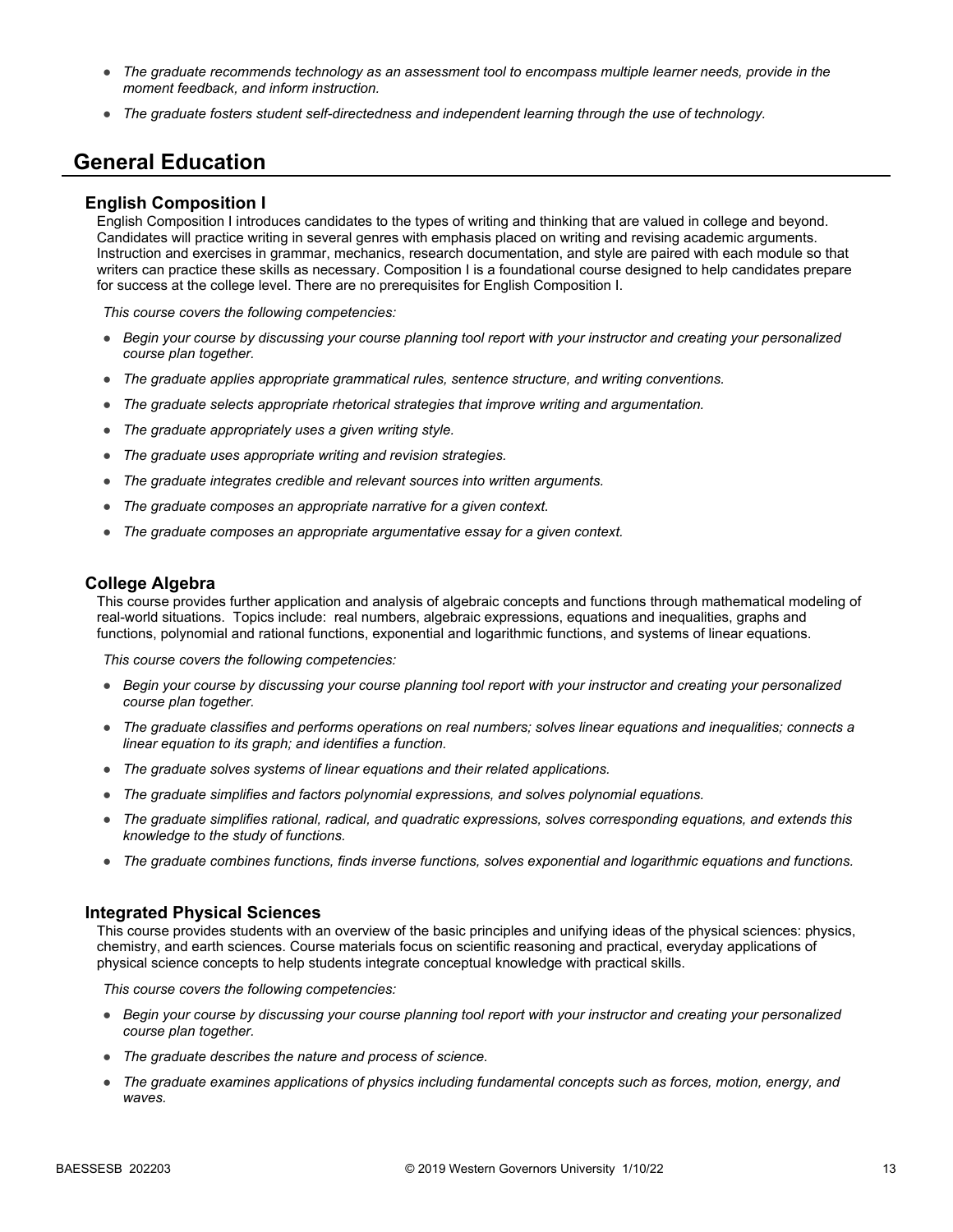- *The graduate recommends technology as an assessment tool to encompass multiple learner needs, provide in the moment feedback, and inform instruction.*
- *The graduate fosters student self-directedness and independent learning through the use of technology.*

## General Education

### English Composition I

English Composition I introduces candidates to the types of writing and thinking that are valued in college and beyond. Candidates will practice writing in several genres with emphasis placed on writing and revising academic arguments. Instruction and exercises in grammar, mechanics, research documentation, and style are paired with each module so that writers can practice these skills as necessary. Composition I is a foundational course designed to help candidates prepare for success at the college level. There are no prerequisites for English Composition I.

*This course covers the following competencies:*

- *Begin your course by discussing your course planning tool report with your instructor and creating your personalized course plan together.*
- *The graduate applies appropriate grammatical rules, sentence structure, and writing conventions.*
- *The graduate selects appropriate rhetorical strategies that improve writing and argumentation.*
- *The graduate appropriately uses a given writing style.*
- *The graduate uses appropriate writing and revision strategies.*
- *The graduate integrates credible and relevant sources into written arguments.*
- *The graduate composes an appropriate narrative for a given context.*
- *The graduate composes an appropriate argumentative essay for a given context.*

### College Algebra

This course provides further application and analysis of algebraic concepts and functions through mathematical modeling of real-world situations. Topics include: real numbers, algebraic expressions, equations and inequalities, graphs and functions, polynomial and rational functions, exponential and logarithmic functions, and systems of linear equations.

*This course covers the following competencies:*

- *Begin your course by discussing your course planning tool report with your instructor and creating your personalized course plan together.*
- *The graduate classifies and performs operations on real numbers; solves linear equations and inequalities; connects a linear equation to its graph; and identifies a function.*
- *The graduate solves systems of linear equations and their related applications.*
- *The graduate simplifies and factors polynomial expressions, and solves polynomial equations.*
- *The graduate simplifies rational, radical, and quadratic expressions, solves corresponding equations, and extends this knowledge to the study of functions.*
- *The graduate combines functions, finds inverse functions, solves exponential and logarithmic equations and functions.*

### Integrated Physical Sciences

This course provides students with an overview of the basic principles and unifying ideas of the physical sciences: physics, chemistry, and earth sciences. Course materials focus on scientific reasoning and practical, everyday applications of physical science concepts to help students integrate conceptual knowledge with practical skills.

*This course covers the following competencies:*

- *Begin your course by discussing your course planning tool report with your instructor and creating your personalized course plan together.*
- *The graduate describes the nature and process of science.*
- *The graduate examines applications of physics including fundamental concepts such as forces, motion, energy, and waves.*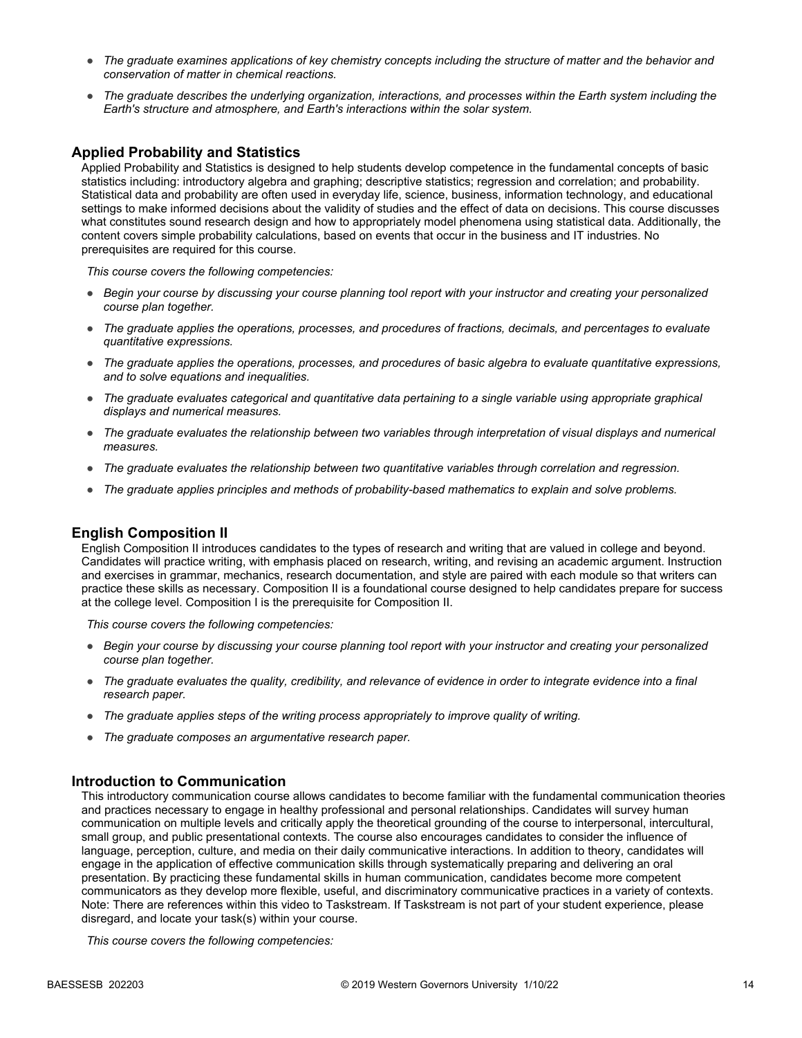- *The graduate examines applications of key chemistry concepts including the structure of matter and the behavior and conservation of matter in chemical reactions.*
- *The graduate describes the underlying organization, interactions, and processes within the Earth system including the Earth's structure and atmosphere, and Earth's interactions within the solar system.*

### Applied Probability and Statistics

Applied Probability and Statistics is designed to help students develop competence in the fundamental concepts of basic statistics including: introductory algebra and graphing; descriptive statistics; regression and correlation; and probability. Statistical data and probability are often used in everyday life, science, business, information technology, and educational settings to make informed decisions about the validity of studies and the effect of data on decisions. This course discusses what constitutes sound research design and how to appropriately model phenomena using statistical data. Additionally, the content covers simple probability calculations, based on events that occur in the business and IT industries. No prerequisites are required for this course.

*This course covers the following competencies:*

- *Begin your course by discussing your course planning tool report with your instructor and creating your personalized course plan together.*
- *The graduate applies the operations, processes, and procedures of fractions, decimals, and percentages to evaluate quantitative expressions.*
- *The graduate applies the operations, processes, and procedures of basic algebra to evaluate quantitative expressions, and to solve equations and inequalities.*
- *The graduate evaluates categorical and quantitative data pertaining to a single variable using appropriate graphical displays and numerical measures.*
- *The graduate evaluates the relationship between two variables through interpretation of visual displays and numerical measures.*
- *The graduate evaluates the relationship between two quantitative variables through correlation and regression.*
- *The graduate applies principles and methods of probability-based mathematics to explain and solve problems.*

### English Composition II

English Composition II introduces candidates to the types of research and writing that are valued in college and beyond. Candidates will practice writing, with emphasis placed on research, writing, and revising an academic argument. Instruction and exercises in grammar, mechanics, research documentation, and style are paired with each module so that writers can practice these skills as necessary. Composition II is a foundational course designed to help candidates prepare for success at the college level. Composition I is the prerequisite for Composition II.

*This course covers the following competencies:*

- *Begin your course by discussing your course planning tool report with your instructor and creating your personalized course plan together.*
- *The graduate evaluates the quality, credibility, and relevance of evidence in order to integrate evidence into a final research paper.*
- *The graduate applies steps of the writing process appropriately to improve quality of writing.*
- *The graduate composes an argumentative research paper.*

### Introduction to Communication

This introductory communication course allows candidates to become familiar with the fundamental communication theories and practices necessary to engage in healthy professional and personal relationships. Candidates will survey human communication on multiple levels and critically apply the theoretical grounding of the course to interpersonal, intercultural, small group, and public presentational contexts. The course also encourages candidates to consider the influence of language, perception, culture, and media on their daily communicative interactions. In addition to theory, candidates will engage in the application of effective communication skills through systematically preparing and delivering an oral presentation. By practicing these fundamental skills in human communication, candidates become more competent communicators as they develop more flexible, useful, and discriminatory communicative practices in a variety of contexts. Note: There are references within this video to Taskstream. If Taskstream is not part of your student experience, please disregard, and locate your task(s) within your course.

*This course covers the following competencies:*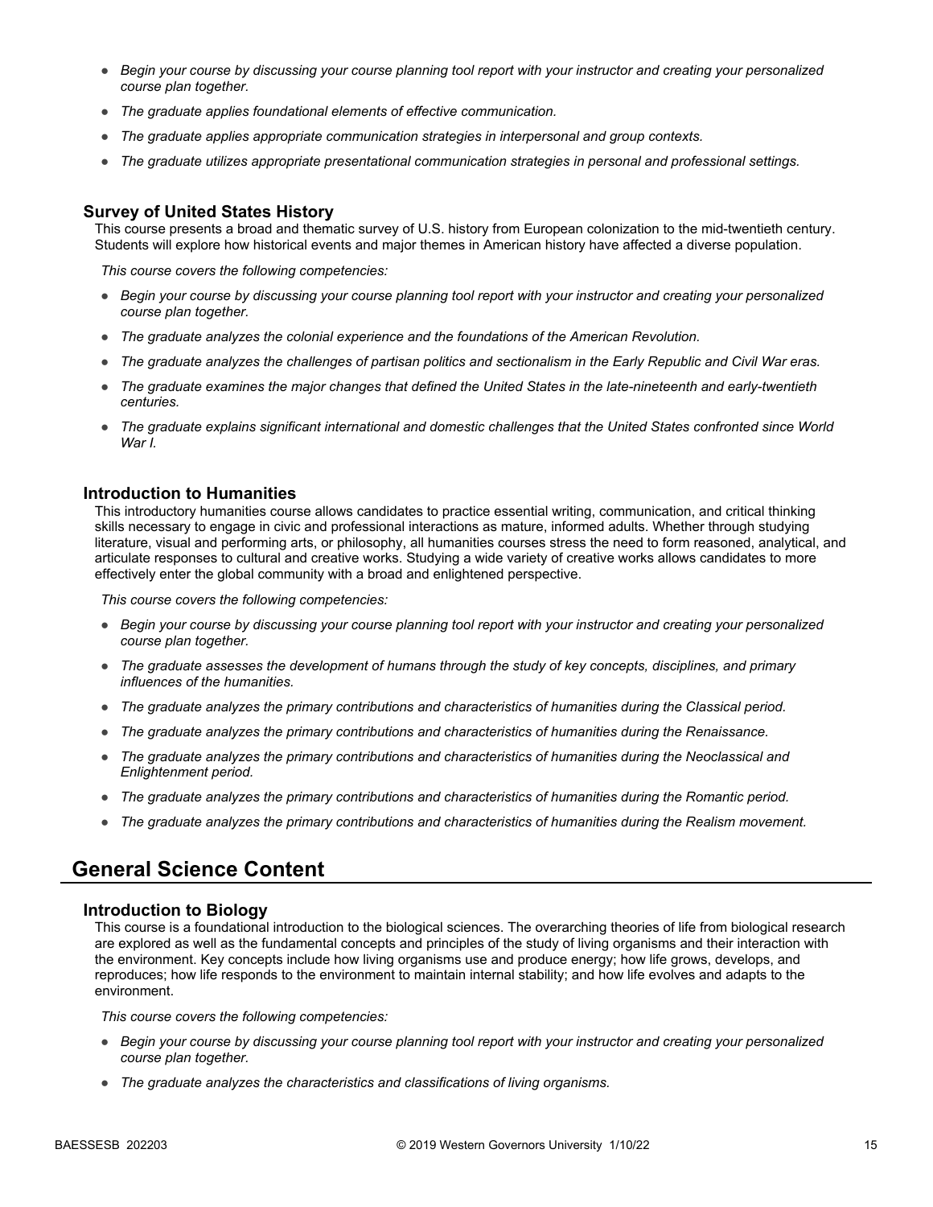- *Begin your course by discussing your course planning tool report with your instructor and creating your personalized course plan together.*
- *The graduate applies foundational elements of effective communication.*
- *The graduate applies appropriate communication strategies in interpersonal and group contexts.*
- *The graduate utilizes appropriate presentational communication strategies in personal and professional settings.*

### Survey of United States History

This course presents a broad and thematic survey of U.S. history from European colonization to the mid-twentieth century. Students will explore how historical events and major themes in American history have affected a diverse population.

*This course covers the following competencies:*

- *Begin your course by discussing your course planning tool report with your instructor and creating your personalized course plan together.*
- *The graduate analyzes the colonial experience and the foundations of the American Revolution.*
- *The graduate analyzes the challenges of partisan politics and sectionalism in the Early Republic and Civil War eras.*
- *The graduate examines the major changes that defined the United States in the late-nineteenth and early-twentieth centuries.*
- *The graduate explains significant international and domestic challenges that the United States confronted since World War I.*

### Introduction to Humanities

This introductory humanities course allows candidates to practice essential writing, communication, and critical thinking skills necessary to engage in civic and professional interactions as mature, informed adults. Whether through studying literature, visual and performing arts, or philosophy, all humanities courses stress the need to form reasoned, analytical, and articulate responses to cultural and creative works. Studying a wide variety of creative works allows candidates to more effectively enter the global community with a broad and enlightened perspective.

*This course covers the following competencies:*

- *Begin your course by discussing your course planning tool report with your instructor and creating your personalized course plan together.*
- *The graduate assesses the development of humans through the study of key concepts, disciplines, and primary influences of the humanities.*
- *The graduate analyzes the primary contributions and characteristics of humanities during the Classical period.*
- *The graduate analyzes the primary contributions and characteristics of humanities during the Renaissance.*
- *The graduate analyzes the primary contributions and characteristics of humanities during the Neoclassical and Enlightenment period.*
- *The graduate analyzes the primary contributions and characteristics of humanities during the Romantic period.*
- *The graduate analyzes the primary contributions and characteristics of humanities during the Realism movement.*

## General Science Content

### Introduction to Biology

This course is a foundational introduction to the biological sciences. The overarching theories of life from biological research are explored as well as the fundamental concepts and principles of the study of living organisms and their interaction with the environment. Key concepts include how living organisms use and produce energy; how life grows, develops, and reproduces; how life responds to the environment to maintain internal stability; and how life evolves and adapts to the environment.

*This course covers the following competencies:*

- *Begin your course by discussing your course planning tool report with your instructor and creating your personalized course plan together.*
- *The graduate analyzes the characteristics and classifications of living organisms.*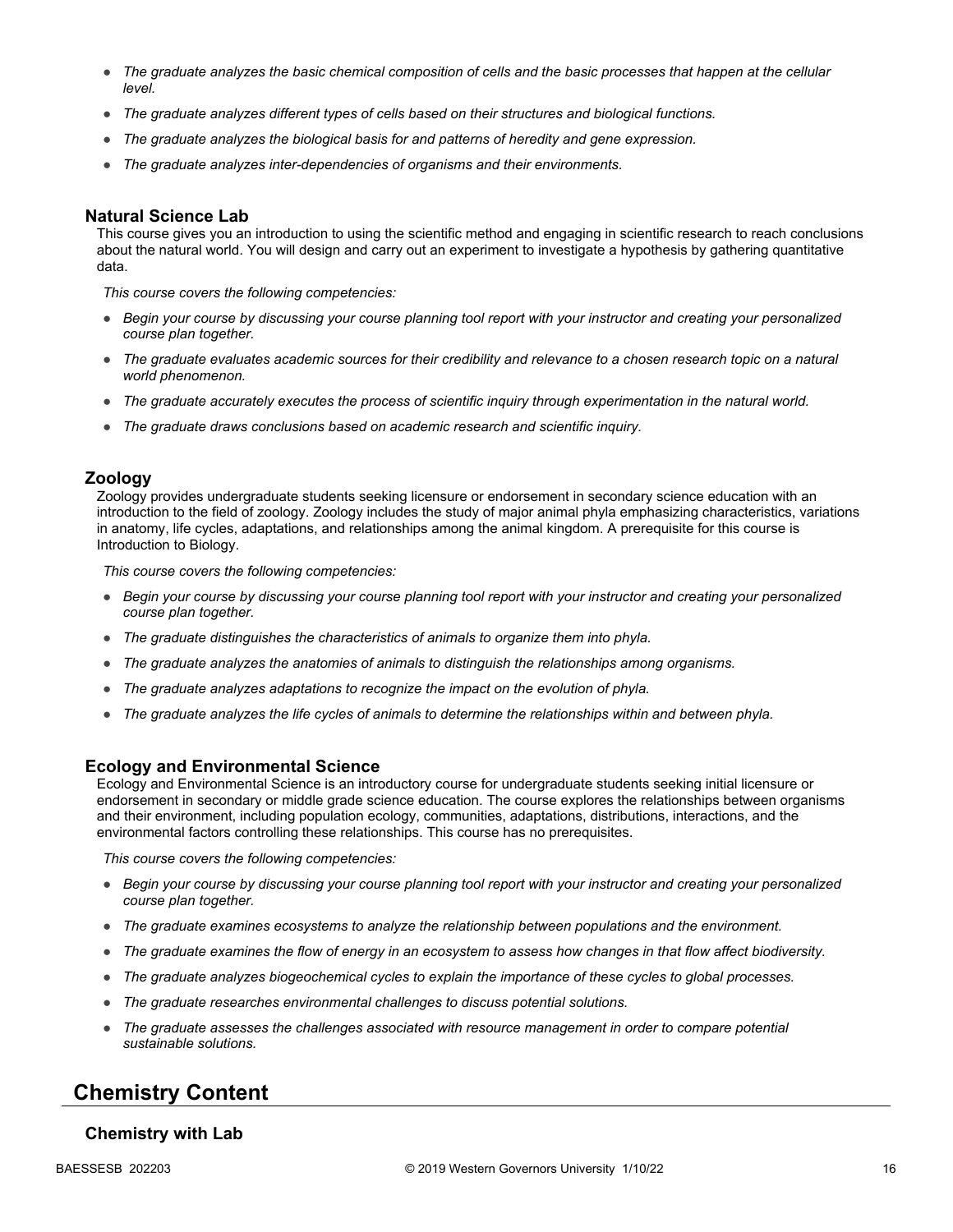- *The graduate analyzes the basic chemical composition of cells and the basic processes that happen at the cellular level.*
- *The graduate analyzes different types of cells based on their structures and biological functions.*
- *The graduate analyzes the biological basis for and patterns of heredity and gene expression.*
- *The graduate analyzes inter-dependencies of organisms and their environments.*

### Natural Science Lab

This course gives you an introduction to using the scientific method and engaging in scientific research to reach conclusions about the natural world. You will design and carry out an experiment to investigate a hypothesis by gathering quantitative data.

*This course covers the following competencies:*

- *Begin your course by discussing your course planning tool report with your instructor and creating your personalized course plan together.*
- *The graduate evaluates academic sources for their credibility and relevance to a chosen research topic on a natural world phenomenon.*
- *The graduate accurately executes the process of scientific inquiry through experimentation in the natural world.*
- *The graduate draws conclusions based on academic research and scientific inquiry.*

### Zoology

Zoology provides undergraduate students seeking licensure or endorsement in secondary science education with an introduction to the field of zoology. Zoology includes the study of major animal phyla emphasizing characteristics, variations in anatomy, life cycles, adaptations, and relationships among the animal kingdom. A prerequisite for this course is Introduction to Biology.

*This course covers the following competencies:*

- *Begin your course by discussing your course planning tool report with your instructor and creating your personalized course plan together.*
- *The graduate distinguishes the characteristics of animals to organize them into phyla.*
- *The graduate analyzes the anatomies of animals to distinguish the relationships among organisms.*
- *The graduate analyzes adaptations to recognize the impact on the evolution of phyla.*
- *The graduate analyzes the life cycles of animals to determine the relationships within and between phyla.*

### Ecology and Environmental Science

Ecology and Environmental Science is an introductory course for undergraduate students seeking initial licensure or endorsement in secondary or middle grade science education. The course explores the relationships between organisms and their environment, including population ecology, communities, adaptations, distributions, interactions, and the environmental factors controlling these relationships. This course has no prerequisites.

*This course covers the following competencies:*

- *Begin your course by discussing your course planning tool report with your instructor and creating your personalized course plan together.*
- *The graduate examines ecosystems to analyze the relationship between populations and the environment.*
- *The graduate examines the flow of energy in an ecosystem to assess how changes in that flow affect biodiversity.*
- *The graduate analyzes biogeochemical cycles to explain the importance of these cycles to global processes.*
- *The graduate researches environmental challenges to discuss potential solutions.*
- *The graduate assesses the challenges associated with resource management in order to compare potential sustainable solutions.*

## Chemistry Content

### Chemistry with Lab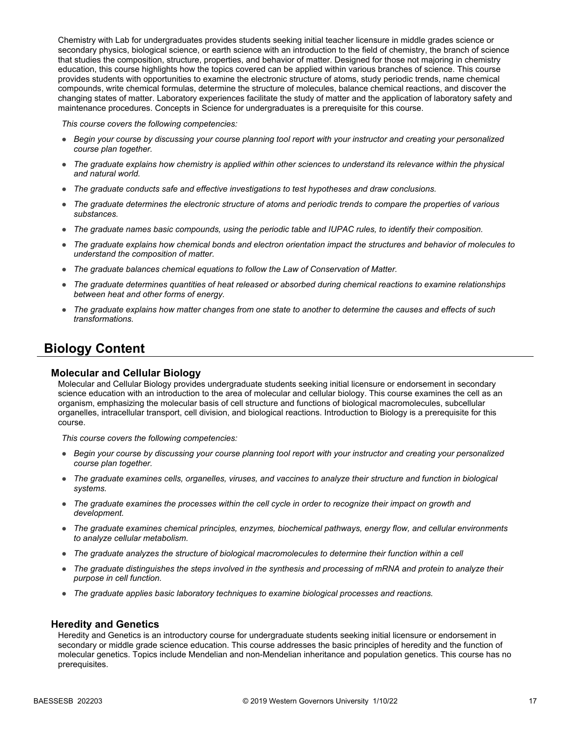Chemistry with Lab for undergraduates provides students seeking initial teacher licensure in middle grades science or secondary physics, biological science, or earth science with an introduction to the field of chemistry, the branch of science that studies the composition, structure, properties, and behavior of matter. Designed for those not majoring in chemistry education, this course highlights how the topics covered can be applied within various branches of science. This course provides students with opportunities to examine the electronic structure of atoms, study periodic trends, name chemical compounds, write chemical formulas, determine the structure of molecules, balance chemical reactions, and discover the changing states of matter. Laboratory experiences facilitate the study of matter and the application of laboratory safety and maintenance procedures. Concepts in Science for undergraduates is a prerequisite for this course.

*This course covers the following competencies:*

- *Begin your course by discussing your course planning tool report with your instructor and creating your personalized course plan together.*
- *The graduate explains how chemistry is applied within other sciences to understand its relevance within the physical and natural world.*
- *The graduate conducts safe and effective investigations to test hypotheses and draw conclusions.*
- *The graduate determines the electronic structure of atoms and periodic trends to compare the properties of various substances.*
- *The graduate names basic compounds, using the periodic table and IUPAC rules, to identify their composition.*
- *The graduate explains how chemical bonds and electron orientation impact the structures and behavior of molecules to understand the composition of matter.*
- *The graduate balances chemical equations to follow the Law of Conservation of Matter.*
- *The graduate determines quantities of heat released or absorbed during chemical reactions to examine relationships between heat and other forms of energy.*
- *The graduate explains how matter changes from one state to another to determine the causes and effects of such transformations.*

## Biology Content

### Molecular and Cellular Biology

Molecular and Cellular Biology provides undergraduate students seeking initial licensure or endorsement in secondary science education with an introduction to the area of molecular and cellular biology. This course examines the cell as an organism, emphasizing the molecular basis of cell structure and functions of biological macromolecules, subcellular organelles, intracellular transport, cell division, and biological reactions. Introduction to Biology is a prerequisite for this course.

*This course covers the following competencies:*

- *Begin your course by discussing your course planning tool report with your instructor and creating your personalized course plan together.*
- *The graduate examines cells, organelles, viruses, and vaccines to analyze their structure and function in biological systems.*
- *The graduate examines the processes within the cell cycle in order to recognize their impact on growth and development.*
- *The graduate examines chemical principles, enzymes, biochemical pathways, energy flow, and cellular environments to analyze cellular metabolism.*
- *The graduate analyzes the structure of biological macromolecules to determine their function within a cell*
- *The graduate distinguishes the steps involved in the synthesis and processing of mRNA and protein to analyze their purpose in cell function.*
- *The graduate applies basic laboratory techniques to examine biological processes and reactions.*

### Heredity and Genetics

Heredity and Genetics is an introductory course for undergraduate students seeking initial licensure or endorsement in secondary or middle grade science education. This course addresses the basic principles of heredity and the function of molecular genetics. Topics include Mendelian and non-Mendelian inheritance and population genetics. This course has no prerequisites.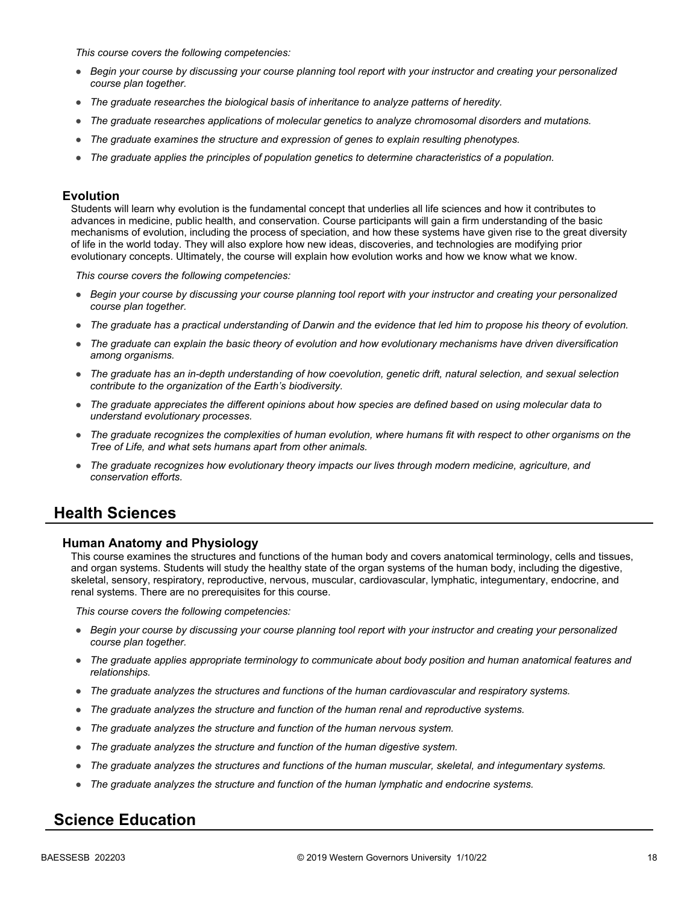*This course covers the following competencies:*

- *Begin your course by discussing your course planning tool report with your instructor and creating your personalized course plan together.*
- *The graduate researches the biological basis of inheritance to analyze patterns of heredity.*
- *The graduate researches applications of molecular genetics to analyze chromosomal disorders and mutations.*
- *The graduate examines the structure and expression of genes to explain resulting phenotypes.*
- *The graduate applies the principles of population genetics to determine characteristics of a population.*

### Evolution

Students will learn why evolution is the fundamental concept that underlies all life sciences and how it contributes to advances in medicine, public health, and conservation. Course participants will gain a firm understanding of the basic mechanisms of evolution, including the process of speciation, and how these systems have given rise to the great diversity of life in the world today. They will also explore how new ideas, discoveries, and technologies are modifying prior evolutionary concepts. Ultimately, the course will explain how evolution works and how we know what we know.

*This course covers the following competencies:*

- *Begin your course by discussing your course planning tool report with your instructor and creating your personalized course plan together.*
- *The graduate has a practical understanding of Darwin and the evidence that led him to propose his theory of evolution.*
- *The graduate can explain the basic theory of evolution and how evolutionary mechanisms have driven diversification among organisms.*
- *The graduate has an in-depth understanding of how coevolution, genetic drift, natural selection, and sexual selection contribute to the organization of the Earth's biodiversity.*
- *The graduate appreciates the different opinions about how species are defined based on using molecular data to understand evolutionary processes.*
- *The graduate recognizes the complexities of human evolution, where humans fit with respect to other organisms on the Tree of Life, and what sets humans apart from other animals.*
- *The graduate recognizes how evolutionary theory impacts our lives through modern medicine, agriculture, and conservation efforts.*

## Health Sciences

### Human Anatomy and Physiology

This course examines the structures and functions of the human body and covers anatomical terminology, cells and tissues, and organ systems. Students will study the healthy state of the organ systems of the human body, including the digestive, skeletal, sensory, respiratory, reproductive, nervous, muscular, cardiovascular, lymphatic, integumentary, endocrine, and renal systems. There are no prerequisites for this course.

*This course covers the following competencies:*

- *Begin your course by discussing your course planning tool report with your instructor and creating your personalized course plan together.*
- *The graduate applies appropriate terminology to communicate about body position and human anatomical features and relationships.*
- *The graduate analyzes the structures and functions of the human cardiovascular and respiratory systems.*
- *The graduate analyzes the structure and function of the human renal and reproductive systems.*
- *The graduate analyzes the structure and function of the human nervous system.*
- *The graduate analyzes the structure and function of the human digestive system.*
- *The graduate analyzes the structures and functions of the human muscular, skeletal, and integumentary systems.*
- *The graduate analyzes the structure and function of the human lymphatic and endocrine systems.*

## Science Education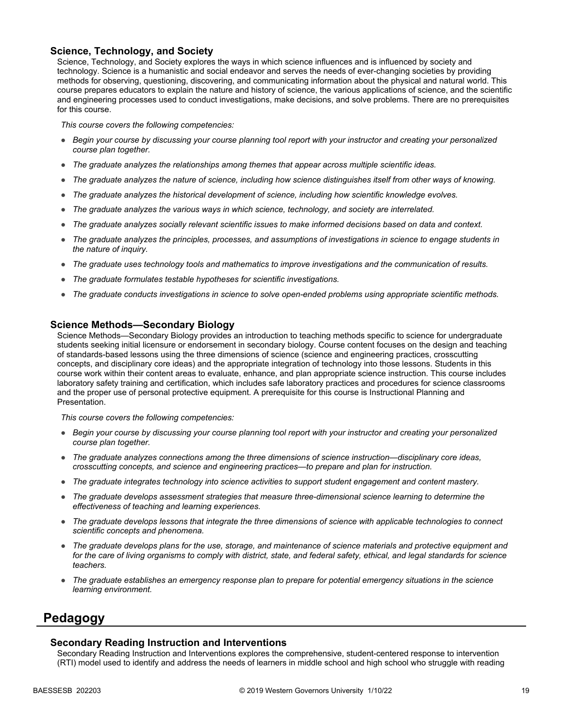### Science, Technology, and Society

Science, Technology, and Society explores the ways in which science influences and is influenced by society and technology. Science is a humanistic and social endeavor and serves the needs of ever-changing societies by providing methods for observing, questioning, discovering, and communicating information about the physical and natural world. This course prepares educators to explain the nature and history of science, the various applications of science, and the scientific and engineering processes used to conduct investigations, make decisions, and solve problems. There are no prerequisites for this course.

*This course covers the following competencies:*

- *Begin your course by discussing your course planning tool report with your instructor and creating your personalized course plan together.*
- *The graduate analyzes the relationships among themes that appear across multiple scientific ideas.*
- *The graduate analyzes the nature of science, including how science distinguishes itself from other ways of knowing.*
- *The graduate analyzes the historical development of science, including how scientific knowledge evolves.*
- *The graduate analyzes the various ways in which science, technology, and society are interrelated.*
- *The graduate analyzes socially relevant scientific issues to make informed decisions based on data and context.*
- *The graduate analyzes the principles, processes, and assumptions of investigations in science to engage students in the nature of inquiry.*
- *The graduate uses technology tools and mathematics to improve investigations and the communication of results.*
- *The graduate formulates testable hypotheses for scientific investigations.*
- *The graduate conducts investigations in science to solve open-ended problems using appropriate scientific methods.*

### Science Methods—Secondary Biology

Science Methods—Secondary Biology provides an introduction to teaching methods specific to science for undergraduate students seeking initial licensure or endorsement in secondary biology. Course content focuses on the design and teaching of standards-based lessons using the three dimensions of science (science and engineering practices, crosscutting concepts, and disciplinary core ideas) and the appropriate integration of technology into those lessons. Students in this course work within their content areas to evaluate, enhance, and plan appropriate science instruction. This course includes laboratory safety training and certification, which includes safe laboratory practices and procedures for science classrooms and the proper use of personal protective equipment. A prerequisite for this course is Instructional Planning and Presentation.

*This course covers the following competencies:*

- *Begin your course by discussing your course planning tool report with your instructor and creating your personalized course plan together.*
- *The graduate analyzes connections among the three dimensions of science instruction—disciplinary core ideas, crosscutting concepts, and science and engineering practices—to prepare and plan for instruction.*
- *The graduate integrates technology into science activities to support student engagement and content mastery.*
- *The graduate develops assessment strategies that measure three-dimensional science learning to determine the effectiveness of teaching and learning experiences.*
- *The graduate develops lessons that integrate the three dimensions of science with applicable technologies to connect scientific concepts and phenomena.*
- *The graduate develops plans for the use, storage, and maintenance of science materials and protective equipment and for the care of living organisms to comply with district, state, and federal safety, ethical, and legal standards for science teachers.*
- *The graduate establishes an emergency response plan to prepare for potential emergency situations in the science learning environment.*

## Pedagogy

### Secondary Reading Instruction and Interventions

Secondary Reading Instruction and Interventions explores the comprehensive, student-centered response to intervention (RTI) model used to identify and address the needs of learners in middle school and high school who struggle with reading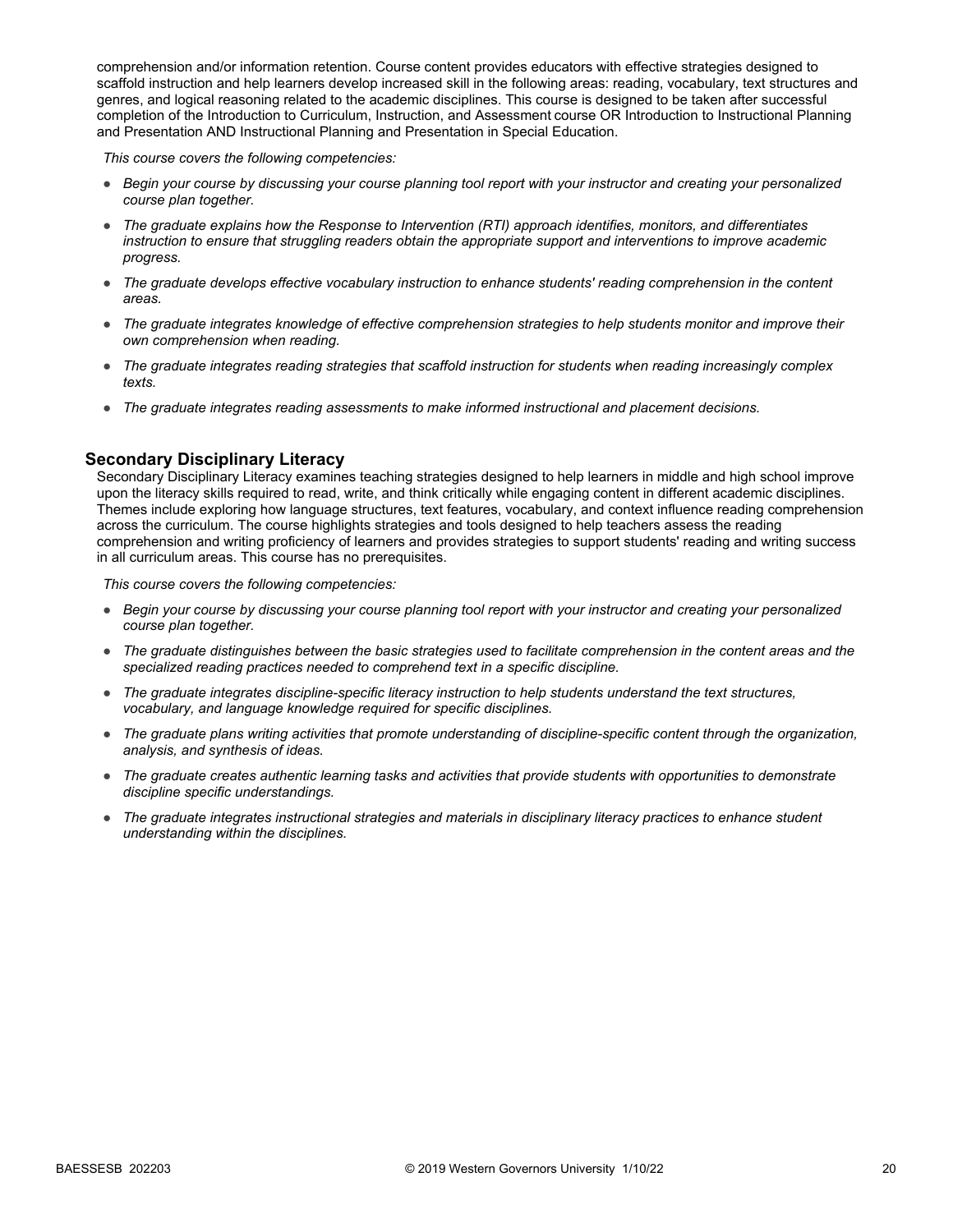comprehension and/or information retention. Course content provides educators with effective strategies designed to scaffold instruction and help learners develop increased skill in the following areas: reading, vocabulary, text structures and genres, and logical reasoning related to the academic disciplines. This course is designed to be taken after successful completion of the Introduction to Curriculum, Instruction, and Assessment course OR Introduction to Instructional Planning and Presentation AND Instructional Planning and Presentation in Special Education.

*This course covers the following competencies:*

- *Begin your course by discussing your course planning tool report with your instructor and creating your personalized course plan together.*
- *The graduate explains how the Response to Intervention (RTI) approach identifies, monitors, and differentiates instruction to ensure that struggling readers obtain the appropriate support and interventions to improve academic progress.*
- *The graduate develops effective vocabulary instruction to enhance students' reading comprehension in the content areas.*
- *The graduate integrates knowledge of effective comprehension strategies to help students monitor and improve their own comprehension when reading.*
- *The graduate integrates reading strategies that scaffold instruction for students when reading increasingly complex texts.*
- *The graduate integrates reading assessments to make informed instructional and placement decisions.*

### Secondary Disciplinary Literacy

Secondary Disciplinary Literacy examines teaching strategies designed to help learners in middle and high school improve upon the literacy skills required to read, write, and think critically while engaging content in different academic disciplines. Themes include exploring how language structures, text features, vocabulary, and context influence reading comprehension across the curriculum. The course highlights strategies and tools designed to help teachers assess the reading comprehension and writing proficiency of learners and provides strategies to support students' reading and writing success in all curriculum areas. This course has no prerequisites.

*This course covers the following competencies:*

- *Begin your course by discussing your course planning tool report with your instructor and creating your personalized course plan together.*
- *The graduate distinguishes between the basic strategies used to facilitate comprehension in the content areas and the specialized reading practices needed to comprehend text in a specific discipline.*
- *The graduate integrates discipline-specific literacy instruction to help students understand the text structures, vocabulary, and language knowledge required for specific disciplines.*
- *The graduate plans writing activities that promote understanding of discipline-specific content through the organization, analysis, and synthesis of ideas.*
- *The graduate creates authentic learning tasks and activities that provide students with opportunities to demonstrate discipline specific understandings.*
- *The graduate integrates instructional strategies and materials in disciplinary literacy practices to enhance student understanding within the disciplines.*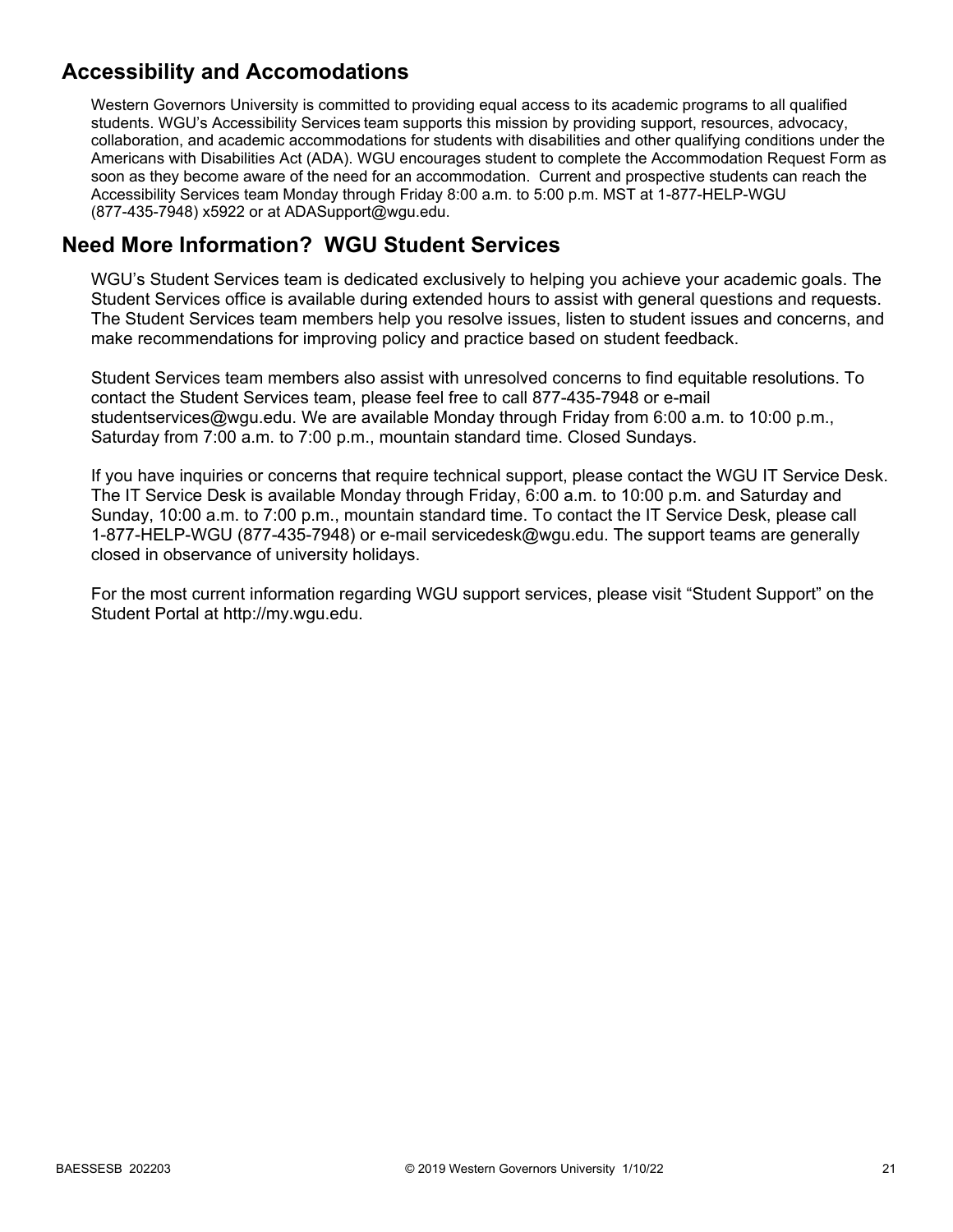## Accessibility and Accomodations

Western Governors University is committed to providing equal access to its academic programs to all qualified students. WGU's Accessibility Services team supports this mission by providing support, resources, advocacy, collaboration, and academic accommodations for students with disabilities and other qualifying conditions under the Americans with Disabilities Act (ADA). WGU encourages student to complete the Accommodation Request Form as soon as they become aware of the need for an accommodation. Current and prospective students can reach the Accessibility Services team Monday through Friday 8:00 a.m. to 5:00 p.m. MST at 1-877-HELP-WGU (877-435-7948) x5922 or at ADASupport@wgu.edu.

## Need More Information? WGU Student Services

WGU's Student Services team is dedicated exclusively to helping you achieve your academic goals. The Student Services office is available during extended hours to assist with general questions and requests. The Student Services team members help you resolve issues, listen to student issues and concerns, and make recommendations for improving policy and practice based on student feedback.

Student Services team members also assist with unresolved concerns to find equitable resolutions. To contact the Student Services team, please feel free to call 877-435-7948 or e-mail studentservices@wgu.edu. We are available Monday through Friday from 6:00 a.m. to 10:00 p.m., Saturday from 7:00 a.m. to 7:00 p.m., mountain standard time. Closed Sundays.

If you have inquiries or concerns that require technical support, please contact the WGU IT Service Desk. The IT Service Desk is available Monday through Friday, 6:00 a.m. to 10:00 p.m. and Saturday and Sunday, 10:00 a.m. to 7:00 p.m., mountain standard time. To contact the IT Service Desk, please call 1-877-HELP-WGU (877-435-7948) or e-mail servicedesk@wgu.edu. The support teams are generally closed in observance of university holidays.

For the most current information regarding WGU support services, please visit "Student Support" on the Student Portal at http://my.wgu.edu.